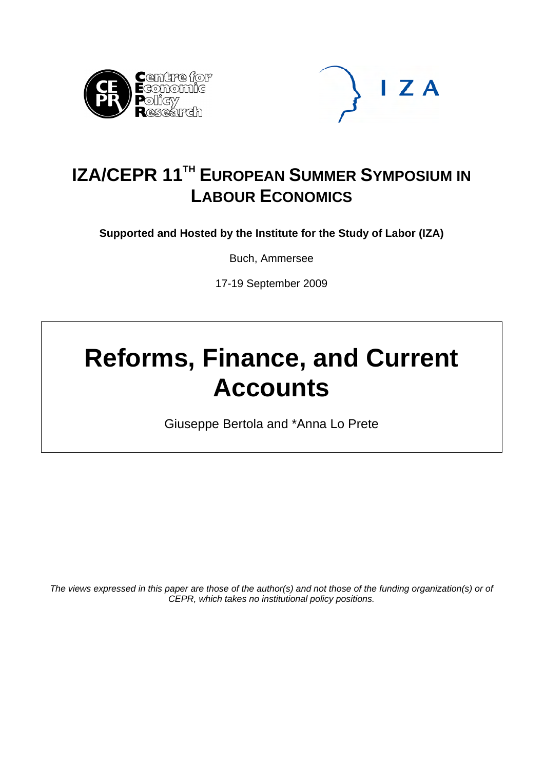# IZA/CEPR 11TH European Summer Symposium in Labour Economics

**Supported and Hosted by the Institute for the Study of Labor (IZA)**

Buch, Ammersee

17-19 September 2009

# Reforms, Finance, and Current Accounts

Giuseppe Bertola and *Anna Lo Prete

*The views expressed in this paper are those of the author(s) and not those of the funding organization(s) or of CEPR, which takes no institutional policy positions.*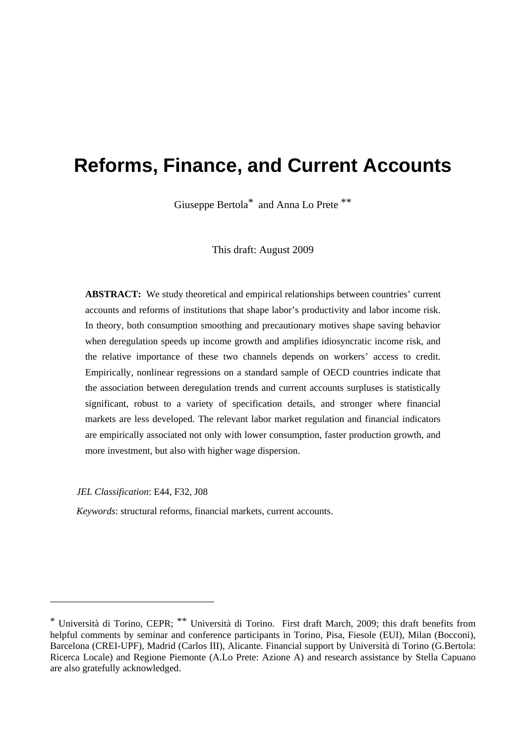# Reforms, Finance, and Current Accounts

Giuseppe Bertola* and Anna Lo Prete **

This draft: August 2009

**ABSTRACT:** We study theoretical and empirical relationships between countries' current accounts and reforms of institutions that shape labor's productivity and labor income risk. In theory, both consumption smoothing and precautionary motives shape saving behavior when deregulation speeds up income growth and amplifies idiosyncratic income risk, and the relative importance of these two channels depends on workers' access to credit. Empirically, nonlinear regressions on a standard sample of OECD countries indicate that the association between deregulation trends and current accounts surpluses is statistically significant, robust to a variety of specification details, and stronger where financial markets are less developed. The relevant labor market regulation and financial indicators are empirically associated not only with lower consumption, faster production growth, and more investment, but also with higher wage dispersion.

*JEL Classification*: E44, F32, J08

*Keywords*: structural reforms, financial markets, current accounts.

---

* Università di Torino, CEPR; ** Università di Torino. First draft March, 2009; this draft benefits from helpful comments by seminar and conference participants in Torino, Pisa, Fiesole (EUI), Milan (Bocconi), Barcelona (CREI-UPF), Madrid (Carlos III), Alicante. Financial support by Università di Torino (G.Bertola: Ricerca Locale) and Regione Piemonte (A.Lo Prete: Azione A) and research assistance by Stella Capuano are also gratefully acknowledged.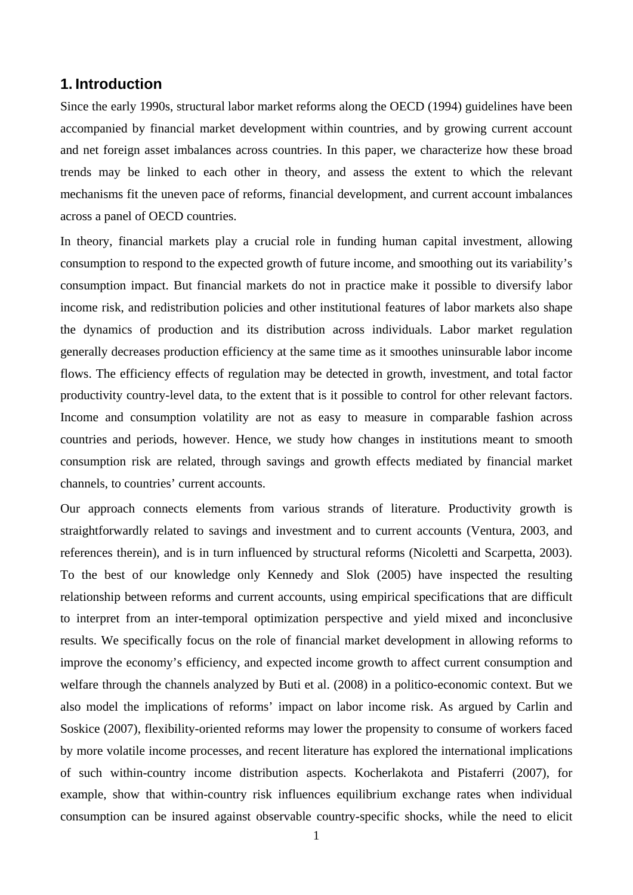# 1. Introduction

Since the early 1990s, structural labor market reforms along the OECD (1994) guidelines have been accompanied by financial market development within countries, and by growing current account and net foreign asset imbalances across countries. In this paper, we characterize how these broad trends may be linked to each other in theory, and assess the extent to which the relevant mechanisms fit the uneven pace of reforms, financial development, and current account imbalances across a panel of OECD countries.

In theory, financial markets play a crucial role in funding human capital investment, allowing consumption to respond to the expected growth of future income, and smoothing out its variability's consumption impact. But financial markets do not in practice make it possible to diversify labor income risk, and redistribution policies and other institutional features of labor markets also shape the dynamics of production and its distribution across individuals. Labor market regulation generally decreases production efficiency at the same time as it smoothes uninsurable labor income flows. The efficiency effects of regulation may be detected in growth, investment, and total factor productivity country-level data, to the extent that is it possible to control for other relevant factors. Income and consumption volatility are not as easy to measure in comparable fashion across countries and periods, however. Hence, we study how changes in institutions meant to smooth consumption risk are related, through savings and growth effects mediated by financial market channels, to countries' current accounts.

Our approach connects elements from various strands of literature. Productivity growth is straightforwardly related to savings and investment and to current accounts (Ventura, 2003, and references therein), and is in turn influenced by structural reforms (Nicoletti and Scarpetta, 2003). To the best of our knowledge only Kennedy and Slok (2005) have inspected the resulting relationship between reforms and current accounts, using empirical specifications that are difficult to interpret from an inter-temporal optimization perspective and yield mixed and inconclusive results. We specifically focus on the role of financial market development in allowing reforms to improve the economy's efficiency, and expected income growth to affect current consumption and welfare through the channels analyzed by Buti et al. (2008) in a politico-economic context. But we also model the implications of reforms' impact on labor income risk. As argued by Carlin and Soskice (2007), flexibility-oriented reforms may lower the propensity to consume of workers faced by more volatile income processes, and recent literature has explored the international implications of such within-country income distribution aspects. Kocherlakota and Pistaferri (2007), for example, show that within-country risk influences equilibrium exchange rates when individual consumption can be insured against observable country-specific shocks, while the need to elicit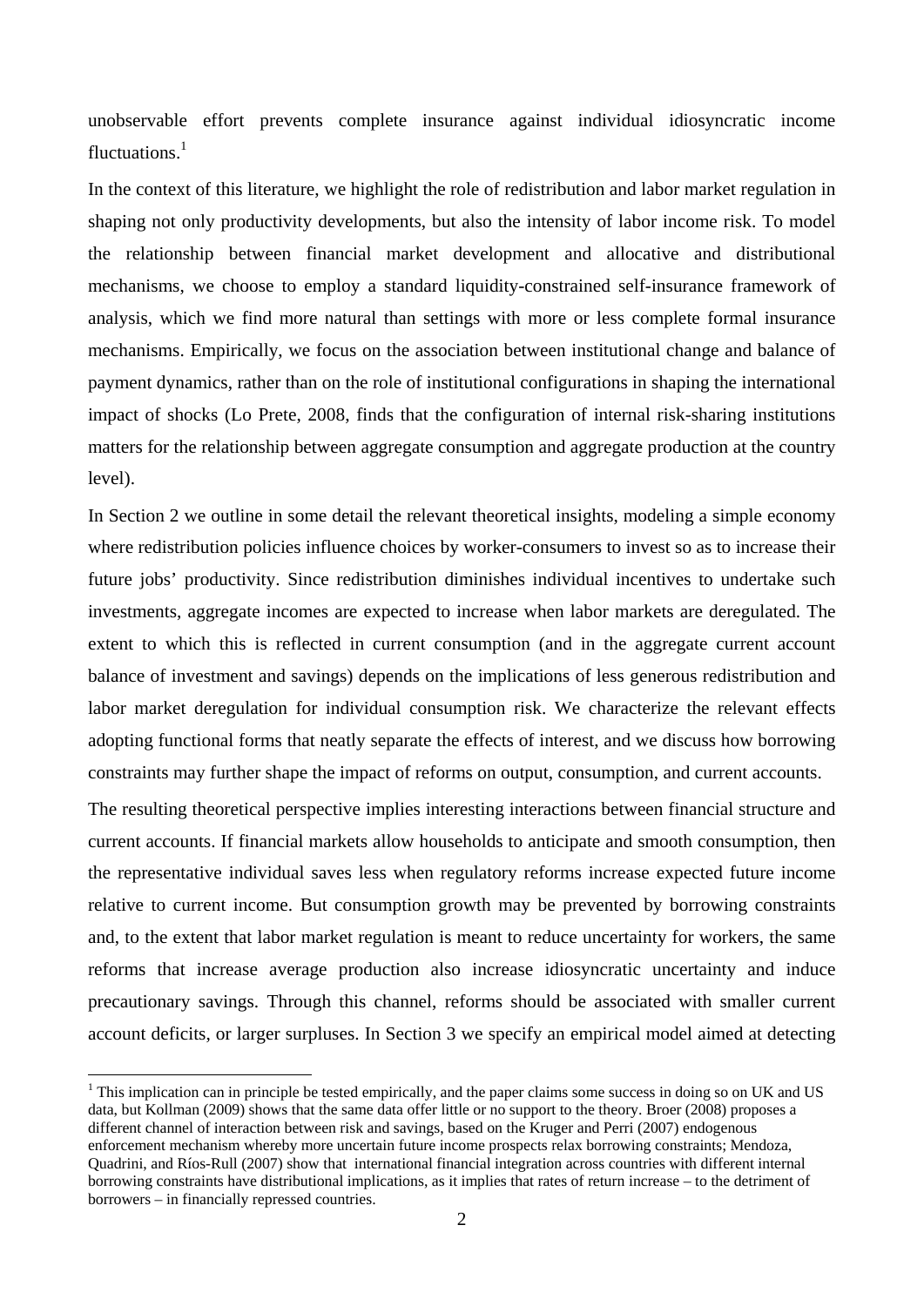unobservable effort prevents complete insurance against individual idiosyncratic income fluctuations.[1]

In the context of this literature, we highlight the role of redistribution and labor market regulation in shaping not only productivity developments, but also the intensity of labor income risk. To model the relationship between financial market development and allocative and distributional mechanisms, we choose to employ a standard liquidity-constrained self-insurance framework of analysis, which we find more natural than settings with more or less complete formal insurance mechanisms. Empirically, we focus on the association between institutional change and balance of payment dynamics, rather than on the role of institutional configurations in shaping the international impact of shocks (Lo Prete, 2008, finds that the configuration of internal risk-sharing institutions matters for the relationship between aggregate consumption and aggregate production at the country level).

In Section 2 we outline in some detail the relevant theoretical insights, modeling a simple economy where redistribution policies influence choices by worker-consumers to invest so as to increase their future jobs' productivity. Since redistribution diminishes individual incentives to undertake such investments, aggregate incomes are expected to increase when labor markets are deregulated. The extent to which this is reflected in current consumption (and in the aggregate current account balance of investment and savings) depends on the implications of less generous redistribution and labor market deregulation for individual consumption risk. We characterize the relevant effects adopting functional forms that neatly separate the effects of interest, and we discuss how borrowing constraints may further shape the impact of reforms on output, consumption, and current accounts.

The resulting theoretical perspective implies interesting interactions between financial structure and current accounts. If financial markets allow households to anticipate and smooth consumption, then the representative individual saves less when regulatory reforms increase expected future income relative to current income. But consumption growth may be prevented by borrowing constraints and, to the extent that labor market regulation is meant to reduce uncertainty for workers, the same reforms that increase average production also increase idiosyncratic uncertainty and induce precautionary savings. Through this channel, reforms should be associated with smaller current account deficits, or larger surpluses. In Section 3 we specify an empirical model aimed at detecting

[1] This implication can in principle be tested empirically, and the paper claims some success in doing so on UK and US data, but Kollman (2009) shows that the same data offer little or no support to the theory. Broer (2008) proposes a different channel of interaction between risk and savings, based on the Kruger and Perri (2007) endogenous enforcement mechanism whereby more uncertain future income prospects relax borrowing constraints; Mendoza, Quadrini, and Ríos-Rull (2007) show that international financial integration across countries with different internal borrowing constraints have distributional implications, as it implies that rates of return increase – to the detriment of borrowers – in financially repressed countries.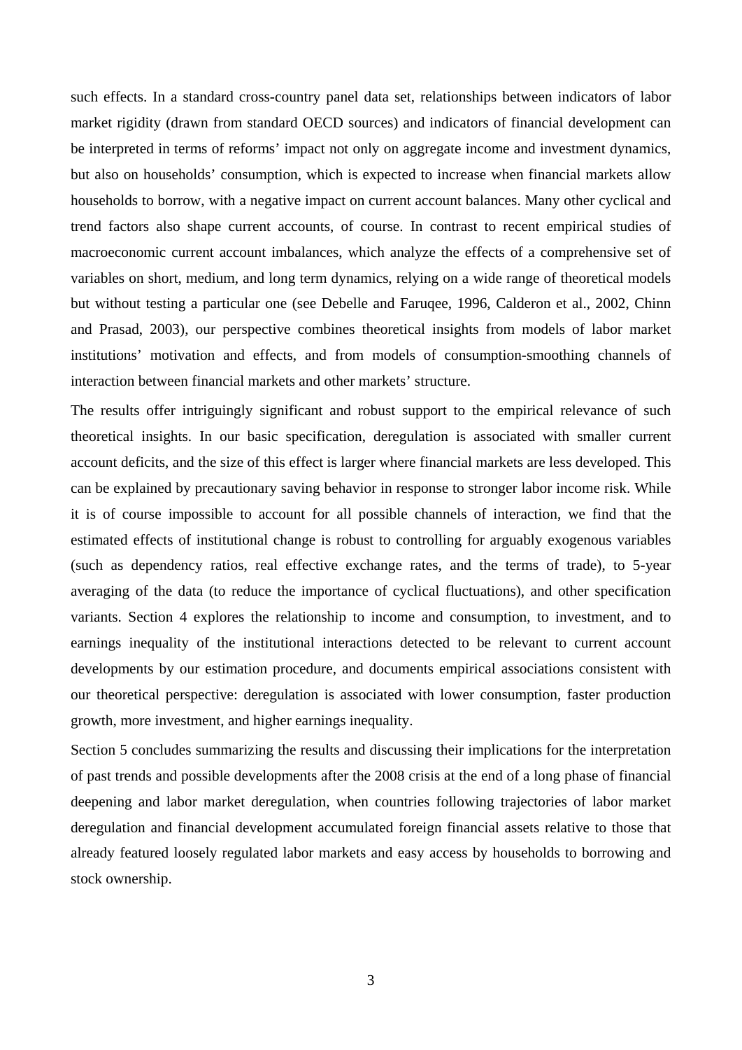such effects. In a standard cross-country panel data set, relationships between indicators of labor market rigidity (drawn from standard OECD sources) and indicators of financial development can be interpreted in terms of reforms' impact not only on aggregate income and investment dynamics, but also on households' consumption, which is expected to increase when financial markets allow households to borrow, with a negative impact on current account balances. Many other cyclical and trend factors also shape current accounts, of course. In contrast to recent empirical studies of macroeconomic current account imbalances, which analyze the effects of a comprehensive set of variables on short, medium, and long term dynamics, relying on a wide range of theoretical models but without testing a particular one (see Debelle and Faruqee, 1996, Calderon et al., 2002, Chinn and Prasad, 2003), our perspective combines theoretical insights from models of labor market institutions' motivation and effects, and from models of consumption-smoothing channels of interaction between financial markets and other markets' structure.

The results offer intriguingly significant and robust support to the empirical relevance of such theoretical insights. In our basic specification, deregulation is associated with smaller current account deficits, and the size of this effect is larger where financial markets are less developed. This can be explained by precautionary saving behavior in response to stronger labor income risk. While it is of course impossible to account for all possible channels of interaction, we find that the estimated effects of institutional change is robust to controlling for arguably exogenous variables (such as dependency ratios, real effective exchange rates, and the terms of trade), to 5-year averaging of the data (to reduce the importance of cyclical fluctuations), and other specification variants. Section 4 explores the relationship to income and consumption, to investment, and to earnings inequality of the institutional interactions detected to be relevant to current account developments by our estimation procedure, and documents empirical associations consistent with our theoretical perspective: deregulation is associated with lower consumption, faster production growth, more investment, and higher earnings inequality.

Section 5 concludes summarizing the results and discussing their implications for the interpretation of past trends and possible developments after the 2008 crisis at the end of a long phase of financial deepening and labor market deregulation, when countries following trajectories of labor market deregulation and financial development accumulated foreign financial assets relative to those that already featured loosely regulated labor markets and easy access by households to borrowing and stock ownership.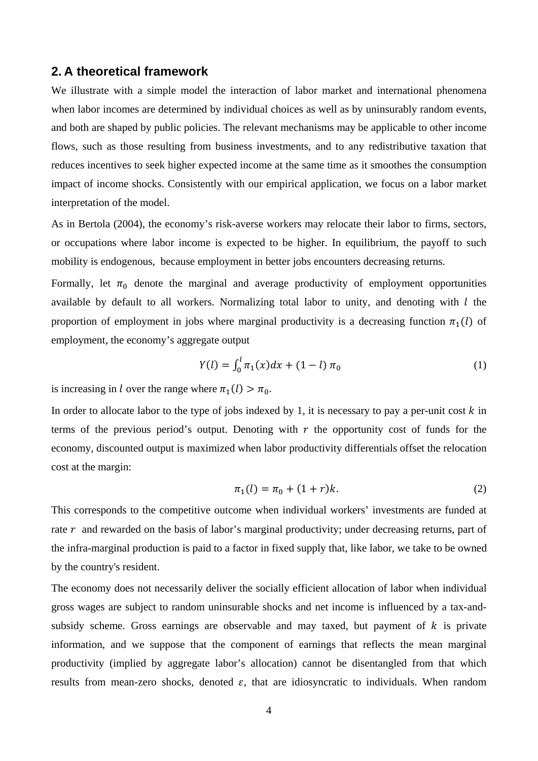## 2. A theoretical framework

We illustrate with a simple model the interaction of labor market and international phenomena when labor incomes are determined by individual choices as well as by uninsurably random events, and both are shaped by public policies. The relevant mechanisms may be applicable to other income flows, such as those resulting from business investments, and to any redistributive taxation that reduces incentives to seek higher expected income at the same time as it smoothes the consumption impact of income shocks. Consistently with our empirical application, we focus on a labor market interpretation of the model.

As in Bertola (2004), the economy's risk-averse workers may relocate their labor to firms, sectors, or occupations where labor income is expected to be higher. In equilibrium, the payoff to such mobility is endogenous, because employment in better jobs encounters decreasing returns.

Formally, let $\pi_0$ denote the marginal and average productivity of employment opportunities available by default to all workers. Normalizing total labor to unity, and denoting with $l$ the proportion of employment in jobs where marginal productivity is a decreasing function $\pi_1(l)$ of employment, the economy's aggregate output

$$Y(l) = \int_0^l \pi_1(x)dx + (1-l)\,\pi_0 \tag{1}$$

is increasing in $l$ over the range where $\pi_1(l) > \pi_0$.

In order to allocate labor to the type of jobs indexed by 1, it is necessary to pay a per-unit cost $k$ in terms of the previous period's output. Denoting with $r$ the opportunity cost of funds for the economy, discounted output is maximized when labor productivity differentials offset the relocation cost at the margin:

$$\pi_1(l) = \pi_0 + (1+r)k. \tag{2}$$

This corresponds to the competitive outcome when individual workers' investments are funded at rate $r$ and rewarded on the basis of labor's marginal productivity; under decreasing returns, part of the infra-marginal production is paid to a factor in fixed supply that, like labor, we take to be owned by the country's resident.

The economy does not necessarily deliver the socially efficient allocation of labor when individual gross wages are subject to random uninsurable shocks and net income is influenced by a tax-and-subsidy scheme. Gross earnings are observable and may taxed, but payment of $k$ is private information, and we suppose that the component of earnings that reflects the mean marginal productivity (implied by aggregate labor's allocation) cannot be disentangled from that which results from mean-zero shocks, denoted $\varepsilon$, that are idiosyncratic to individuals. When random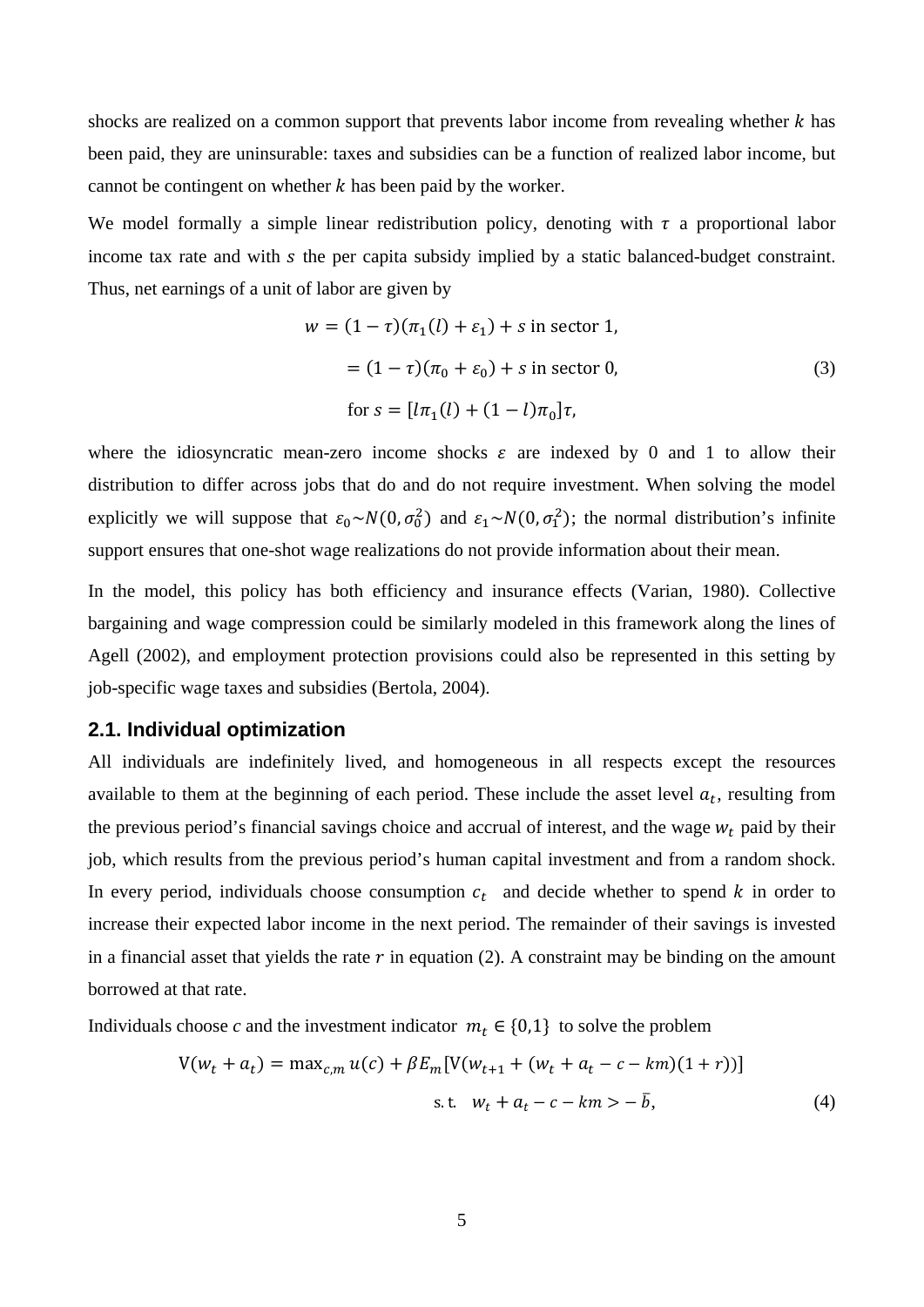shocks are realized on a common support that prevents labor income from revealing whether $k$ has been paid, they are uninsurable: taxes and subsidies can be a function of realized labor income, but cannot be contingent on whether $k$ has been paid by the worker.

We model formally a simple linear redistribution policy, denoting with $\tau$ a proportional labor income tax rate and with $s$ the per capita subsidy implied by a static balanced-budget constraint. Thus, net earnings of a unit of labor are given by

$$
\begin{aligned}
w &= (1-\tau)(\pi_1(l) + \varepsilon_1) + s \text{ in sector 1,} \\
&= (1-\tau)(\pi_0 + \varepsilon_0) + s \text{ in sector 0,} \\
&\text{for } s = [l\pi_1(l) + (1-l)\pi_0]\tau,
\end{aligned}
\tag{3}
$$

where the idiosyncratic mean-zero income shocks $\varepsilon$ are indexed by 0 and 1 to allow their distribution to differ across jobs that do and do not require investment. When solving the model explicitly we will suppose that $\varepsilon_0 \sim N(0, \sigma_0^2)$ and $\varepsilon_1 \sim N(0, \sigma_1^2)$; the normal distribution's infinite support ensures that one-shot wage realizations do not provide information about their mean.

In the model, this policy has both efficiency and insurance effects (Varian, 1980). Collective bargaining and wage compression could be similarly modeled in this framework along the lines of Agell (2002), and employment protection provisions could also be represented in this setting by job-specific wage taxes and subsidies (Bertola, 2004).

## 2.1. Individual optimization

All individuals are indefinitely lived, and homogeneous in all respects except the resources available to them at the beginning of each period. These include the asset level $a_t$, resulting from the previous period's financial savings choice and accrual of interest, and the wage $w_t$ paid by their job, which results from the previous period's human capital investment and from a random shock. In every period, individuals choose consumption $c_t$ and decide whether to spend $k$ in order to increase their expected labor income in the next period. The remainder of their savings is invested in a financial asset that yields the rate $r$ in equation (2). A constraint may be binding on the amount borrowed at that rate.

Individuals choose $c$ and the investment indicator $m_t \in \{0,1\}$ to solve the problem

$$
\begin{aligned}
\mathrm{V}(w_t + a_t) = \max_{c,m} u(c) + \beta E_m[\mathrm{V}(w_{t+1} + (w_t + a_t - c - km)(1+r))] \\
\text{s.t.} \quad w_t + a_t - c - km > -\bar{b},
\end{aligned}
\tag{4}
$$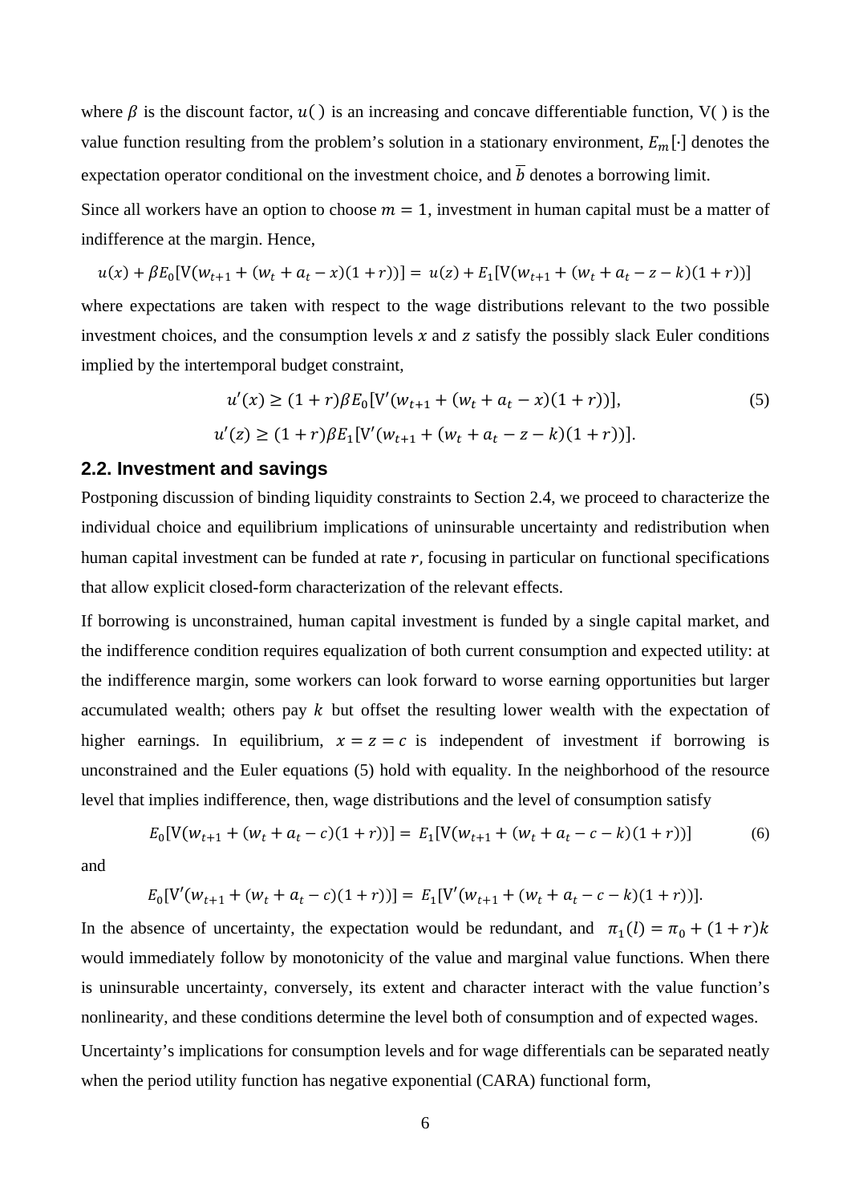where $\beta$ is the discount factor, $u(\,)$ is an increasing and concave differentiable function, $V(\,)$ is the value function resulting from the problem's solution in a stationary environment, $E_m[\cdot]$ denotes the expectation operator conditional on the investment choice, and $\overline{b}$ denotes a borrowing limit.

Since all workers have an option to choose $m = 1$, investment in human capital must be a matter of indifference at the margin. Hence,

$$u(x) + \beta E_0[V(w_{t+1} + (w_t + a_t - x)(1+r))] = u(z) + E_1[V(w_{t+1} + (w_t + a_t - z - k)(1+r))]$$

where expectations are taken with respect to the wage distributions relevant to the two possible investment choices, and the consumption levels $x$ and $z$ satisfy the possibly slack Euler conditions implied by the intertemporal budget constraint,

$$u'(x) \geq (1+r)\beta E_0[V'(w_{t+1} + (w_t + a_t - x)(1+r))], \tag{5}$$

$$u'(z) \geq (1+r)\beta E_1[V'(w_{t+1} + (w_t + a_t - z - k)(1+r))].$$

## 2.2. Investment and savings

Postponing discussion of binding liquidity constraints to Section 2.4, we proceed to characterize the individual choice and equilibrium implications of uninsurable uncertainty and redistribution when human capital investment can be funded at rate $r$, focusing in particular on functional specifications that allow explicit closed-form characterization of the relevant effects.

If borrowing is unconstrained, human capital investment is funded by a single capital market, and the indifference condition requires equalization of both current consumption and expected utility: at the indifference margin, some workers can look forward to worse earning opportunities but larger accumulated wealth; others pay $k$ but offset the resulting lower wealth with the expectation of higher earnings. In equilibrium, $x = z = c$ is independent of investment if borrowing is unconstrained and the Euler equations (5) hold with equality. In the neighborhood of the resource level that implies indifference, then, wage distributions and the level of consumption satisfy

$$E_0[V(w_{t+1} + (w_t + a_t - c)(1+r))] = E_1[V(w_{t+1} + (w_t + a_t - c - k)(1+r))] \tag{6}$$

and

$$E_0[V'(w_{t+1} + (w_t + a_t - c)(1+r))] = E_1[V'(w_{t+1} + (w_t + a_t - c - k)(1+r))].$$

In the absence of uncertainty, the expectation would be redundant, and $\pi_1(l) = \pi_0 + (1+r)k$ would immediately follow by monotonicity of the value and marginal value functions. When there is uninsurable uncertainty, conversely, its extent and character interact with the value function's nonlinearity, and these conditions determine the level both of consumption and of expected wages.

Uncertainty's implications for consumption levels and for wage differentials can be separated neatly when the period utility function has negative exponential (CARA) functional form,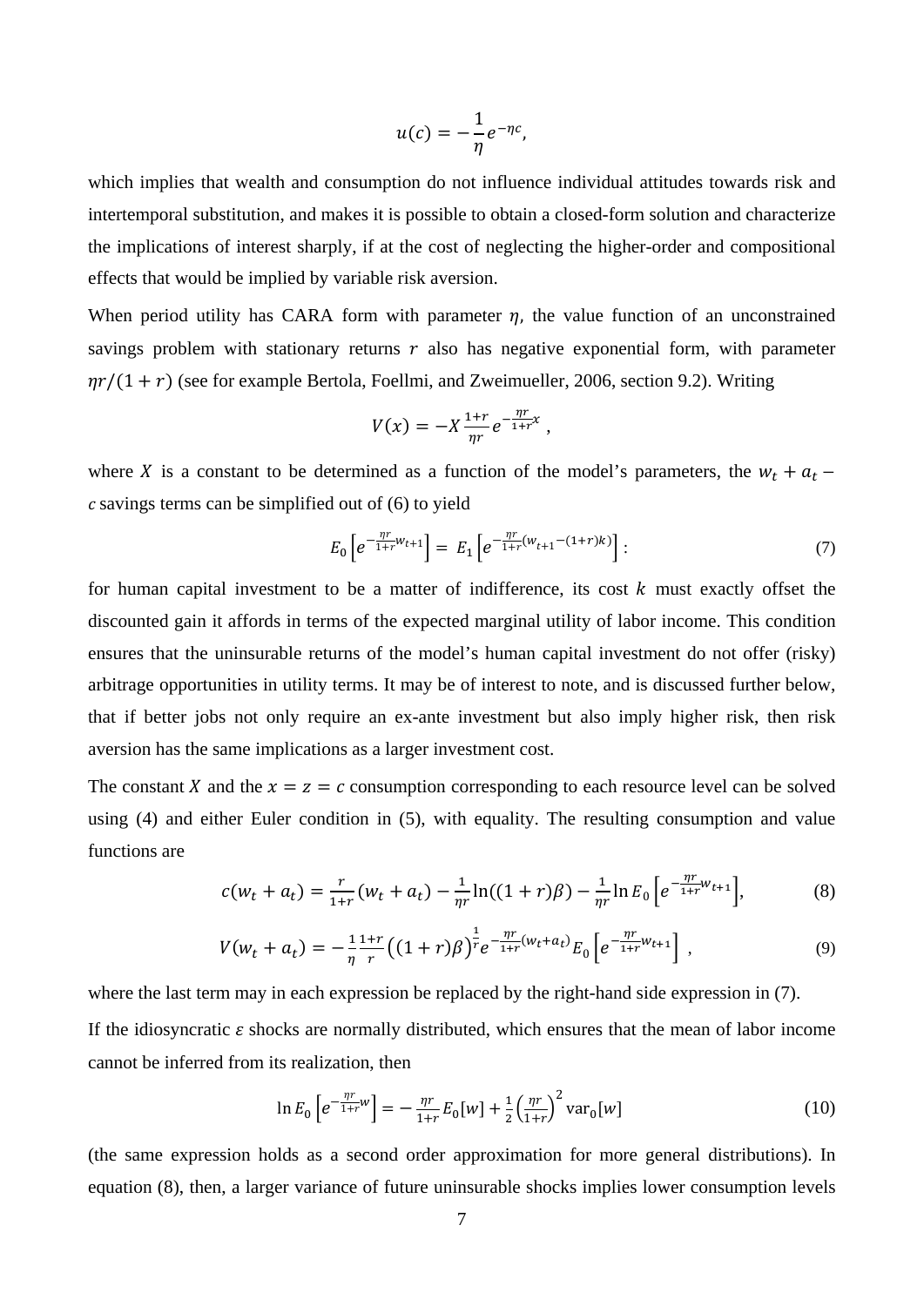$$u(c) = -\frac{1}{\eta} e^{-\eta c},$$

which implies that wealth and consumption do not influence individual attitudes towards risk and intertemporal substitution, and makes it is possible to obtain a closed-form solution and characterize the implications of interest sharply, if at the cost of neglecting the higher-order and compositional effects that would be implied by variable risk aversion.

When period utility has CARA form with parameter $\eta$, the value function of an unconstrained savings problem with stationary returns $r$ also has negative exponential form, with parameter $\eta r/(1+r)$ (see for example Bertola, Foellmi, and Zweimueller, 2006, section 9.2). Writing

$$V(x) = -X \frac{1+r}{\eta r} e^{-\frac{\eta r}{1+r} x} ,$$

where $X$ is a constant to be determined as a function of the model's parameters, the $w_t + a_t - c$ savings terms can be simplified out of (6) to yield

$$E_0\left[e^{-\frac{\eta r}{1+r} w_{t+1}}\right] = E_1\left[e^{-\frac{\eta r}{1+r}(w_{t+1} - (1+r)k)}\right] : \tag{7}$$

for human capital investment to be a matter of indifference, its cost $k$ must exactly offset the discounted gain it affords in terms of the expected marginal utility of labor income. This condition ensures that the uninsurable returns of the model's human capital investment do not offer (risky) arbitrage opportunities in utility terms. It may be of interest to note, and is discussed further below, that if better jobs not only require an ex-ante investment but also imply higher risk, then risk aversion has the same implications as a larger investment cost.

The constant $X$ and the $x = z = c$ consumption corresponding to each resource level can be solved using (4) and either Euler condition in (5), with equality. The resulting consumption and value functions are

$$c(w_t + a_t) = \frac{r}{1+r}(w_t + a_t) - \frac{1}{\eta r}\ln((1+r)\beta) - \frac{1}{\eta r}\ln E_0\left[e^{-\frac{\eta r}{1+r} w_{t+1}}\right], \tag{8}$$

$$V(w_t + a_t) = -\frac{1}{\eta}\frac{1+r}{r}\left((1+r)\beta\right)^{\frac{1}{r}} e^{-\frac{\eta r}{1+r}(w_t + a_t)} E_0\left[e^{-\frac{\eta r}{1+r} w_{t+1}}\right] , \tag{9}$$

where the last term may in each expression be replaced by the right-hand side expression in (7).

If the idiosyncratic $\varepsilon$ shocks are normally distributed, which ensures that the mean of labor income cannot be inferred from its realization, then

$$\ln E_0\left[e^{-\frac{\eta r}{1+r} w}\right] = -\frac{\eta r}{1+r} E_0[w] + \frac{1}{2}\left(\frac{\eta r}{1+r}\right)^2 \operatorname{var}_0[w] \tag{10}$$

(the same expression holds as a second order approximation for more general distributions). In equation (8), then, a larger variance of future uninsurable shocks implies lower consumption levels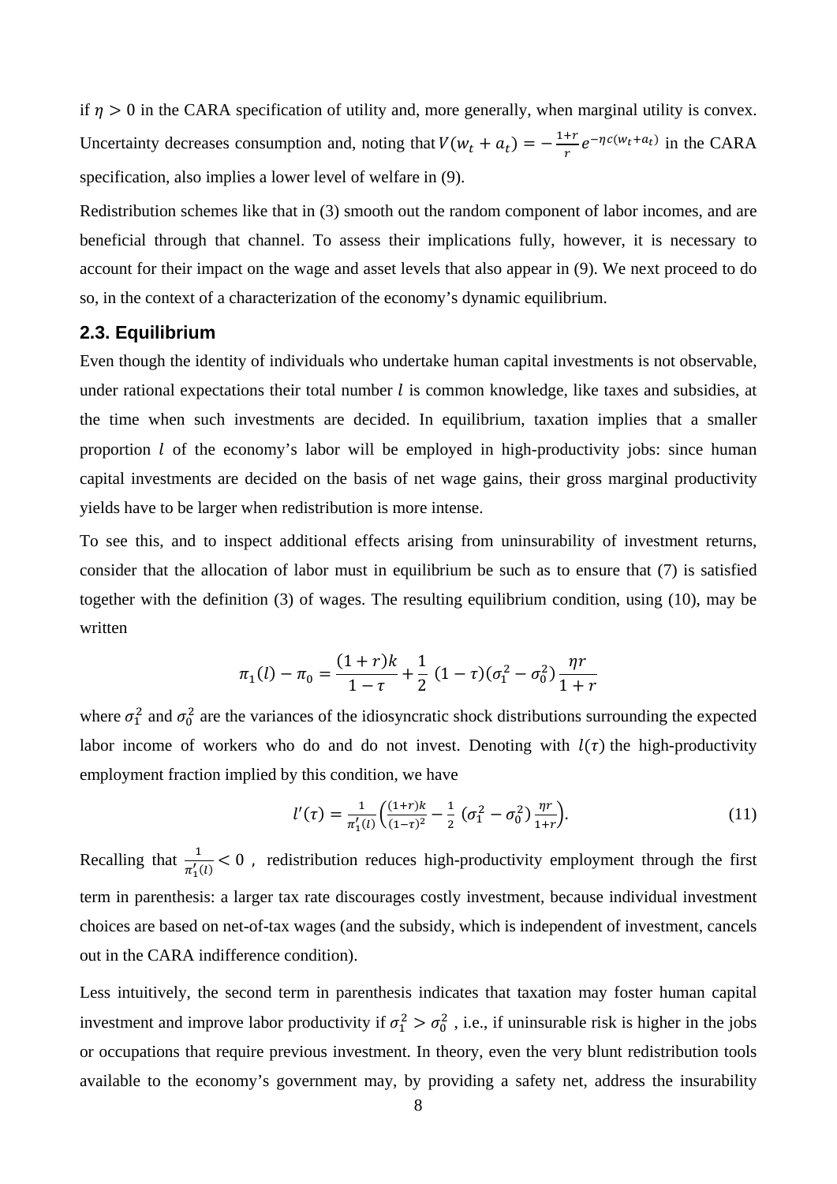if $\eta > 0$ in the CARA specification of utility and, more generally, when marginal utility is convex. Uncertainty decreases consumption and, noting that $V(w_t + a_t) = -\frac{1+r}{r} e^{-\eta c(w_t + a_t)}$ in the CARA specification, also implies a lower level of welfare in (9).

Redistribution schemes like that in (3) smooth out the random component of labor incomes, and are beneficial through that channel. To assess their implications fully, however, it is necessary to account for their impact on the wage and asset levels that also appear in (9). We next proceed to do so, in the context of a characterization of the economy's dynamic equilibrium.

### 2.3. Equilibrium

Even though the identity of individuals who undertake human capital investments is not observable, under rational expectations their total number $l$ is common knowledge, like taxes and subsidies, at the time when such investments are decided. In equilibrium, taxation implies that a smaller proportion $l$ of the economy's labor will be employed in high-productivity jobs: since human capital investments are decided on the basis of net wage gains, their gross marginal productivity yields have to be larger when redistribution is more intense.

To see this, and to inspect additional effects arising from uninsurability of investment returns, consider that the allocation of labor must in equilibrium be such as to ensure that (7) is satisfied together with the definition (3) of wages. The resulting equilibrium condition, using (10), may be written

$$\pi_1(l) - \pi_0 = \frac{(1+r)k}{1-\tau} + \frac{1}{2}\,(1-\tau)(\sigma_1^2 - \sigma_0^2)\,\frac{\eta r}{1+r}$$

where $\sigma_1^2$ and $\sigma_0^2$ are the variances of the idiosyncratic shock distributions surrounding the expected labor income of workers who do and do not invest. Denoting with $l(\tau)$ the high-productivity employment fraction implied by this condition, we have

$$l'(\tau) = \frac{1}{\pi_1'(l)}\left(\frac{(1+r)k}{(1-\tau)^2} - \frac{1}{2}\,(\sigma_1^2 - \sigma_0^2)\,\frac{\eta r}{1+r}\right). \tag{11}$$

Recalling that $\frac{1}{\pi_1'(l)} < 0$ , redistribution reduces high-productivity employment through the first term in parenthesis: a larger tax rate discourages costly investment, because individual investment choices are based on net-of-tax wages (and the subsidy, which is independent of investment, cancels out in the CARA indifference condition).

Less intuitively, the second term in parenthesis indicates that taxation may foster human capital investment and improve labor productivity if $\sigma_1^2 > \sigma_0^2$ , i.e., if uninsurable risk is higher in the jobs or occupations that require previous investment. In theory, even the very blunt redistribution tools available to the economy's government may, by providing a safety net, address the insurability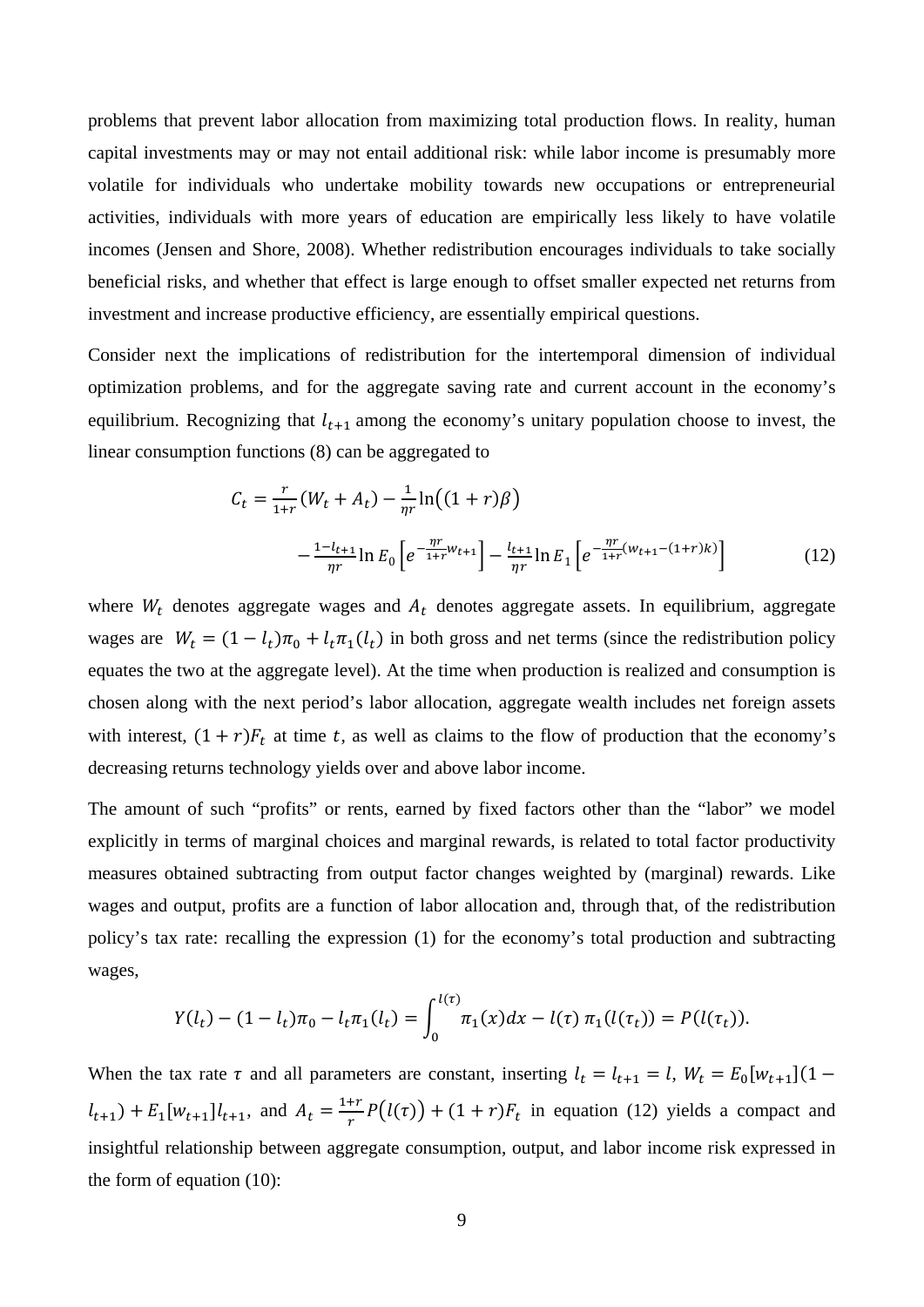problems that prevent labor allocation from maximizing total production flows. In reality, human capital investments may or may not entail additional risk: while labor income is presumably more volatile for individuals who undertake mobility towards new occupations or entrepreneurial activities, individuals with more years of education are empirically less likely to have volatile incomes (Jensen and Shore, 2008). Whether redistribution encourages individuals to take socially beneficial risks, and whether that effect is large enough to offset smaller expected net returns from investment and increase productive efficiency, are essentially empirical questions.

Consider next the implications of redistribution for the intertemporal dimension of individual optimization problems, and for the aggregate saving rate and current account in the economy's equilibrium. Recognizing that $l_{t+1}$ among the economy's unitary population choose to invest, the linear consumption functions (8) can be aggregated to

$$C_t = \frac{r}{1+r}(W_t + A_t) - \frac{1}{\eta r}\ln\big((1+r)\beta\big)$$
$$- \frac{1-l_{t+1}}{\eta r}\ln E_0\left[e^{-\frac{\eta r}{1+r}w_{t+1}}\right] - \frac{l_{t+1}}{\eta r}\ln E_1\left[e^{-\frac{\eta r}{1+r}(w_{t+1}-(1+r)k)}\right] \tag{12}$$

where $W_t$ denotes aggregate wages and $A_t$ denotes aggregate assets. In equilibrium, aggregate wages are $W_t = (1-l_t)\pi_0 + l_t\pi_1(l_t)$ in both gross and net terms (since the redistribution policy equates the two at the aggregate level). At the time when production is realized and consumption is chosen along with the next period's labor allocation, aggregate wealth includes net foreign assets with interest, $(1+r)F_t$ at time $t$, as well as claims to the flow of production that the economy's decreasing returns technology yields over and above labor income.

The amount of such "profits" or rents, earned by fixed factors other than the "labor" we model explicitly in terms of marginal choices and marginal rewards, is related to total factor productivity measures obtained subtracting from output factor changes weighted by (marginal) rewards. Like wages and output, profits are a function of labor allocation and, through that, of the redistribution policy's tax rate: recalling the expression (1) for the economy's total production and subtracting wages,

$$Y(l_t) - (1-l_t)\pi_0 - l_t\pi_1(l_t) = \int_0^{l(\tau)} \pi_1(x)dx - l(\tau)\,\pi_1(l(\tau_t)) = P(l(\tau_t)).$$

When the tax rate $\tau$ and all parameters are constant, inserting $l_t = l_{t+1} = l$, $W_t = E_0[w_{t+1}](1 - l_{t+1}) + E_1[w_{t+1}]l_{t+1}$, and $A_t = \frac{1+r}{r}P\big(l(\tau)\big) + (1+r)F_t$ in equation (12) yields a compact and insightful relationship between aggregate consumption, output, and labor income risk expressed in the form of equation (10):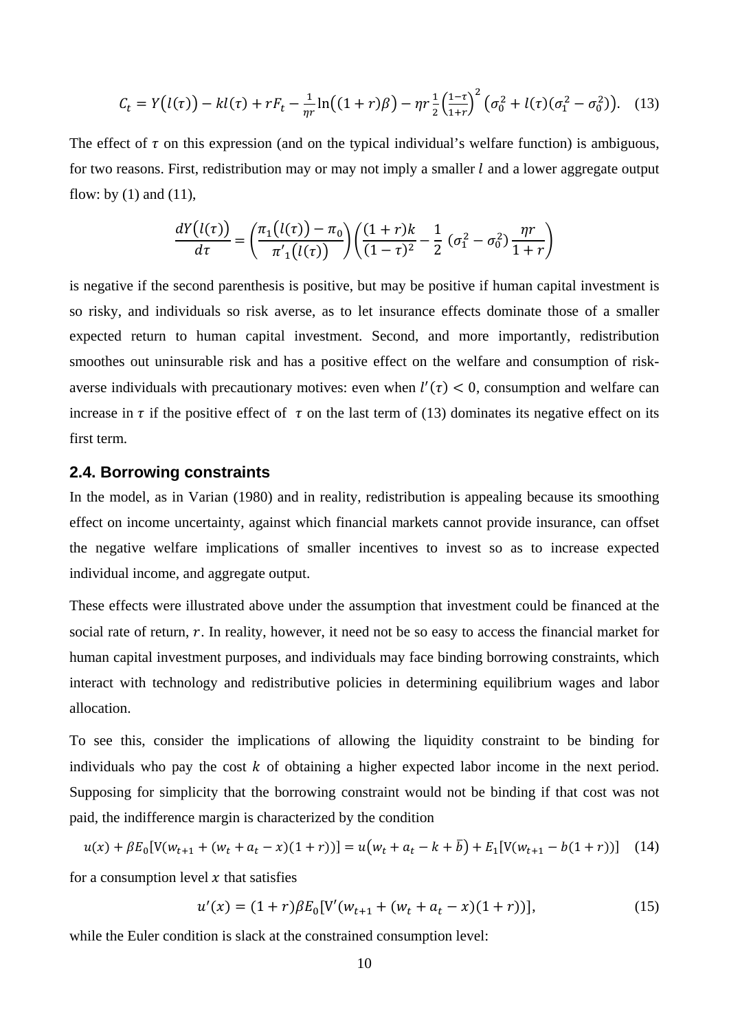$$C_t = Y\big(l(\tau)\big) - kl(\tau) + rF_t - \frac{1}{\eta r}\ln\big((1+r)\beta\big) - \eta r \frac{1}{2}\left(\frac{1-\tau}{1+r}\right)^2 \left(\sigma_0^2 + l(\tau)(\sigma_1^2 - \sigma_0^2)\right). \quad (13)$$

The effect of $\tau$ on this expression (and on the typical individual's welfare function) is ambiguous, for two reasons. First, redistribution may or may not imply a smaller $l$ and a lower aggregate output flow: by (1) and (11),

$$\frac{dY\big(l(\tau)\big)}{d\tau} = \left(\frac{\pi_1\big(l(\tau)\big) - \pi_0}{\pi'_1\big(l(\tau)\big)}\right)\left(\frac{(1+r)k}{(1-\tau)^2} - \frac{1}{2}\,(\sigma_1^2 - \sigma_0^2)\frac{\eta r}{1+r}\right)$$

is negative if the second parenthesis is positive, but may be positive if human capital investment is so risky, and individuals so risk averse, as to let insurance effects dominate those of a smaller expected return to human capital investment. Second, and more importantly, redistribution smoothes out uninsurable risk and has a positive effect on the welfare and consumption of risk-averse individuals with precautionary motives: even when $l'(\tau) < 0$, consumption and welfare can increase in $\tau$ if the positive effect of $\tau$ on the last term of (13) dominates its negative effect on its first term.

## 2.4. Borrowing constraints

In the model, as in Varian (1980) and in reality, redistribution is appealing because its smoothing effect on income uncertainty, against which financial markets cannot provide insurance, can offset the negative welfare implications of smaller incentives to invest so as to increase expected individual income, and aggregate output.

These effects were illustrated above under the assumption that investment could be financed at the social rate of return, $r$. In reality, however, it need not be so easy to access the financial market for human capital investment purposes, and individuals may face binding borrowing constraints, which interact with technology and redistributive policies in determining equilibrium wages and labor allocation.

To see this, consider the implications of allowing the liquidity constraint to be binding for individuals who pay the cost $k$ of obtaining a higher expected labor income in the next period. Supposing for simplicity that the borrowing constraint would not be binding if that cost was not paid, the indifference margin is characterized by the condition

$$u(x) + \beta E_0[\mathrm{V}(w_{t+1} + (w_t + a_t - x)(1+r))] = u\big(w_t + a_t - k + \bar{b}\big) + E_1[\mathrm{V}(w_{t+1} - b(1+r))] \quad (14)$$

for a consumption level $x$ that satisfies

$$u'(x) = (1+r)\beta E_0[\mathrm{V}'(w_{t+1} + (w_t + a_t - x)(1+r))], \quad (15)$$

while the Euler condition is slack at the constrained consumption level: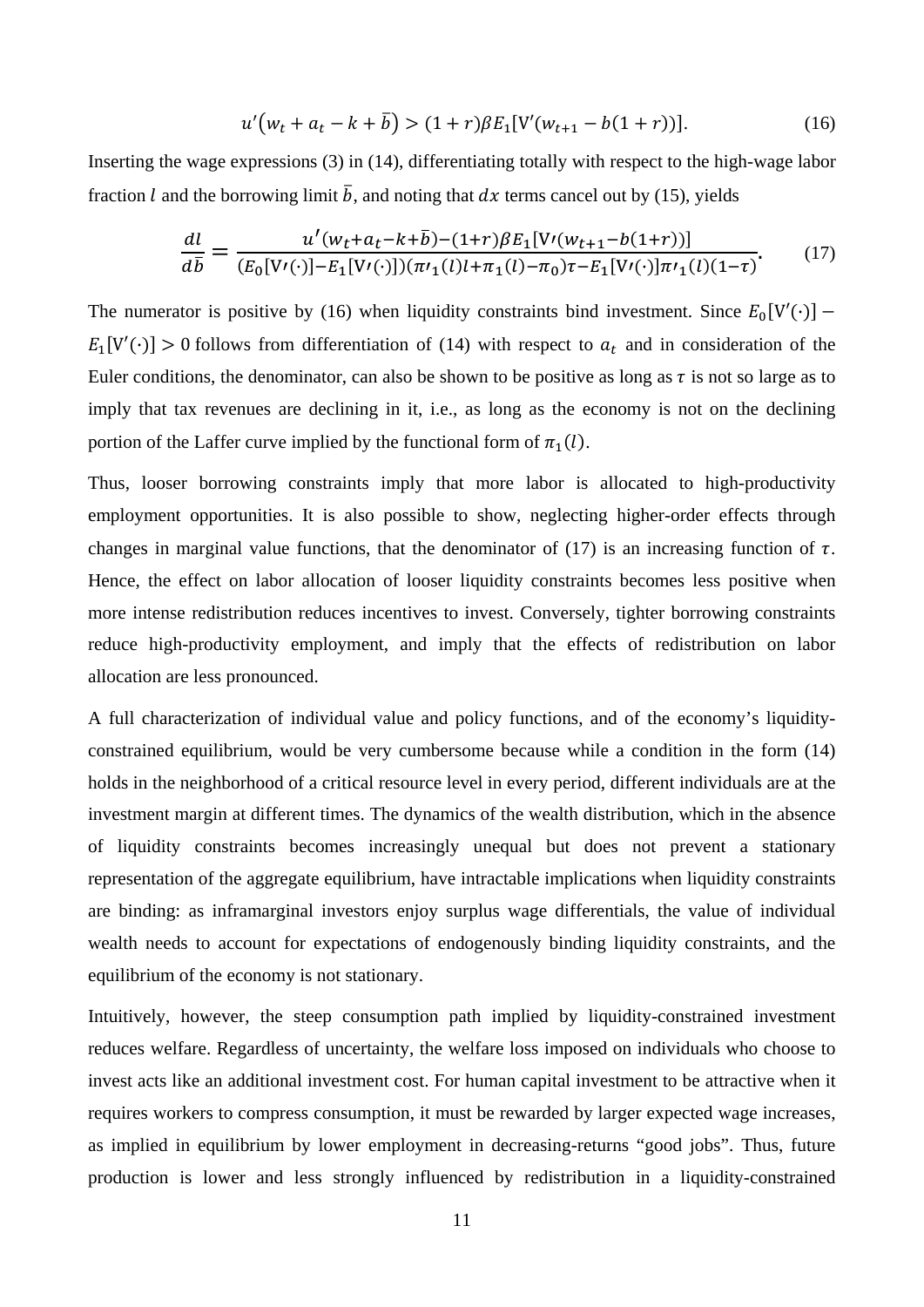$$u'(w_t + a_t - k + \bar{b}) > (1+r)\beta E_1[\mathrm{V}'(w_{t+1} - b(1+r))]. \tag{16}$$

Inserting the wage expressions (3) in (14), differentiating totally with respect to the high-wage labor fraction $l$ and the borrowing limit $\bar{b}$, and noting that $dx$ terms cancel out by (15), yields

$$\frac{dl}{d\bar{b}} = \frac{u'(w_t + a_t - k + \bar{b}) - (1+r)\beta E_1[\mathrm{V}'(w_{t+1} - b(1+r))]}{(E_0[\mathrm{V}'(\cdot)] - E_1[\mathrm{V}'(\cdot)])(\pi'_1(l)l + \pi_1(l) - \pi_0)\tau - E_1[\mathrm{V}'(\cdot)]\pi'_1(l)(1-\tau)}. \tag{17}$$

The numerator is positive by (16) when liquidity constraints bind investment. Since $E_0[\mathrm{V}'(\cdot)] - E_1[\mathrm{V}'(\cdot)] > 0$ follows from differentiation of (14) with respect to $a_t$ and in consideration of the Euler conditions, the denominator, can also be shown to be positive as long as $\tau$ is not so large as to imply that tax revenues are declining in it, i.e., as long as the economy is not on the declining portion of the Laffer curve implied by the functional form of $\pi_1(l)$.

Thus, looser borrowing constraints imply that more labor is allocated to high-productivity employment opportunities. It is also possible to show, neglecting higher-order effects through changes in marginal value functions, that the denominator of (17) is an increasing function of $\tau$. Hence, the effect on labor allocation of looser liquidity constraints becomes less positive when more intense redistribution reduces incentives to invest. Conversely, tighter borrowing constraints reduce high-productivity employment, and imply that the effects of redistribution on labor allocation are less pronounced.

A full characterization of individual value and policy functions, and of the economy's liquidity-constrained equilibrium, would be very cumbersome because while a condition in the form (14) holds in the neighborhood of a critical resource level in every period, different individuals are at the investment margin at different times. The dynamics of the wealth distribution, which in the absence of liquidity constraints becomes increasingly unequal but does not prevent a stationary representation of the aggregate equilibrium, have intractable implications when liquidity constraints are binding: as inframarginal investors enjoy surplus wage differentials, the value of individual wealth needs to account for expectations of endogenously binding liquidity constraints, and the equilibrium of the economy is not stationary.

Intuitively, however, the steep consumption path implied by liquidity-constrained investment reduces welfare. Regardless of uncertainty, the welfare loss imposed on individuals who choose to invest acts like an additional investment cost. For human capital investment to be attractive when it requires workers to compress consumption, it must be rewarded by larger expected wage increases, as implied in equilibrium by lower employment in decreasing-returns "good jobs". Thus, future production is lower and less strongly influenced by redistribution in a liquidity-constrained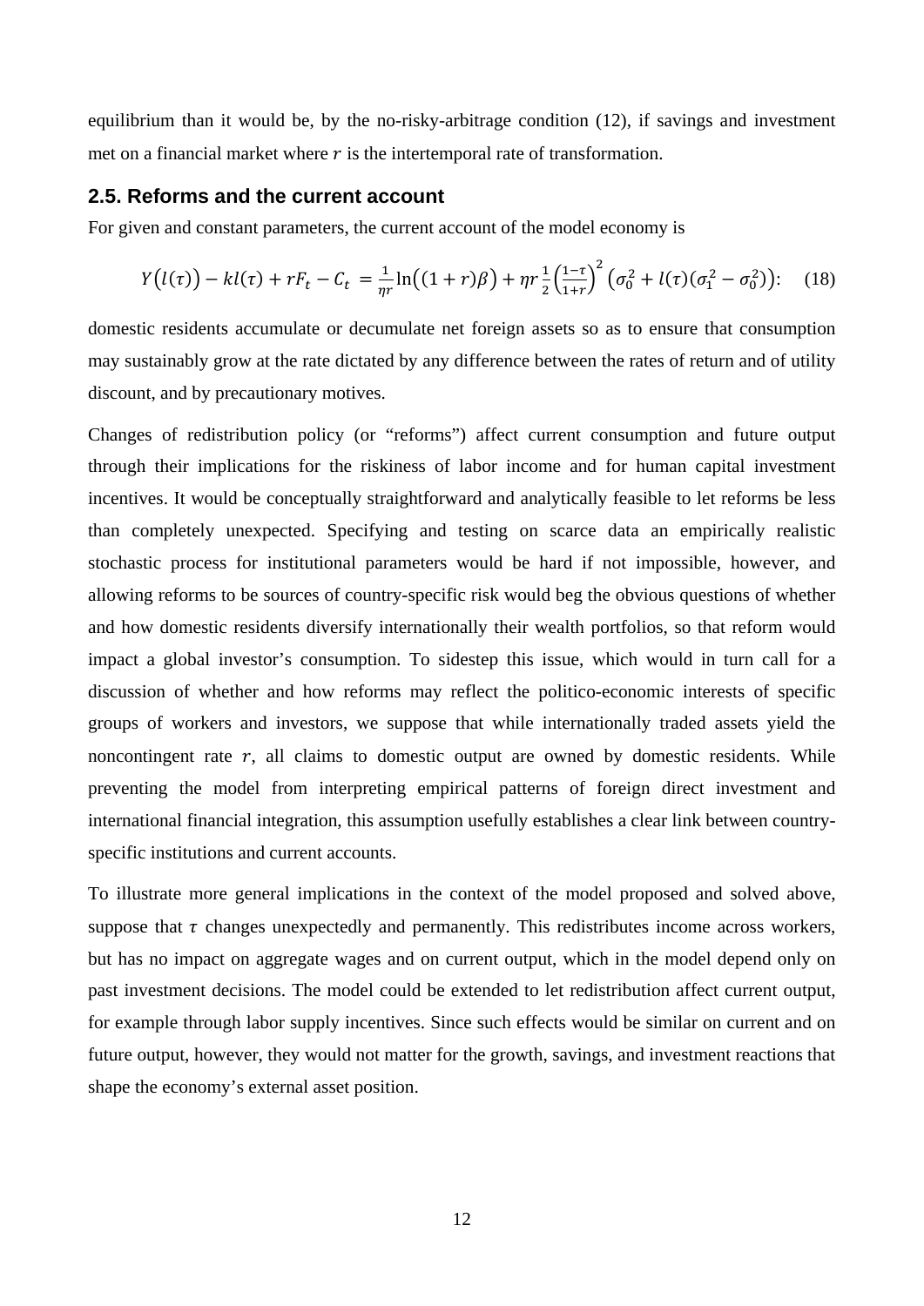equilibrium than it would be, by the no-risky-arbitrage condition (12), if savings and investment met on a financial market where $r$ is the intertemporal rate of transformation.

## 2.5. Reforms and the current account

For given and constant parameters, the current account of the model economy is

$$Y\big(l(\tau)\big) - kl(\tau) + rF_t - C_t \;= \frac{1}{\eta r}\ln\big((1+r)\beta\big) + \eta r \frac{1}{2}\left(\frac{1-\tau}{1+r}\right)^2 \left(\sigma_0^2 + l(\tau)(\sigma_1^2 - \sigma_0^2)\right): \quad (18)$$

domestic residents accumulate or decumulate net foreign assets so as to ensure that consumption may sustainably grow at the rate dictated by any difference between the rates of return and of utility discount, and by precautionary motives.

Changes of redistribution policy (or "reforms") affect current consumption and future output through their implications for the riskiness of labor income and for human capital investment incentives. It would be conceptually straightforward and analytically feasible to let reforms be less than completely unexpected. Specifying and testing on scarce data an empirically realistic stochastic process for institutional parameters would be hard if not impossible, however, and allowing reforms to be sources of country-specific risk would beg the obvious questions of whether and how domestic residents diversify internationally their wealth portfolios, so that reform would impact a global investor's consumption. To sidestep this issue, which would in turn call for a discussion of whether and how reforms may reflect the politico-economic interests of specific groups of workers and investors, we suppose that while internationally traded assets yield the noncontingent rate $r$, all claims to domestic output are owned by domestic residents. While preventing the model from interpreting empirical patterns of foreign direct investment and international financial integration, this assumption usefully establishes a clear link between country-specific institutions and current accounts.

To illustrate more general implications in the context of the model proposed and solved above, suppose that $\tau$ changes unexpectedly and permanently. This redistributes income across workers, but has no impact on aggregate wages and on current output, which in the model depend only on past investment decisions. The model could be extended to let redistribution affect current output, for example through labor supply incentives. Since such effects would be similar on current and on future output, however, they would not matter for the growth, savings, and investment reactions that shape the economy's external asset position.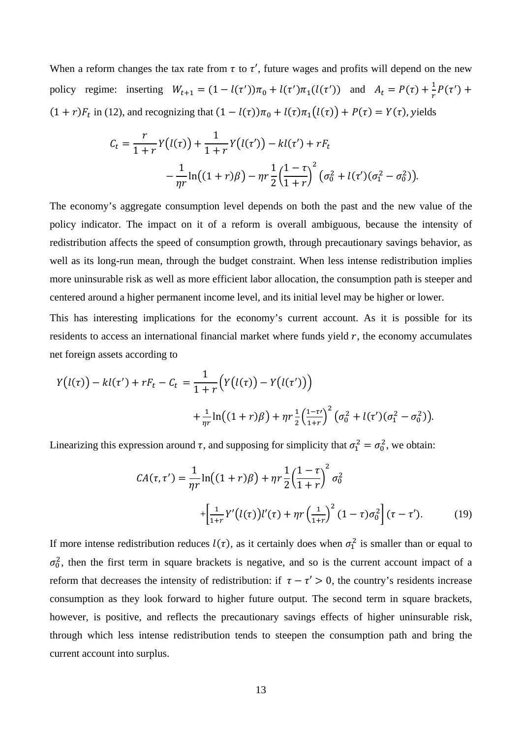When a reform changes the tax rate from $\tau$ to $\tau'$, future wages and profits will depend on the new policy regime: inserting $W_{t+1} = (1 - l(\tau'))\pi_0 + l(\tau')\pi_1(l(\tau'))$ and $A_t = P(\tau) + \frac{1}{r}P(\tau') + (1+r)F_t$ in (12), and recognizing that $(1 - l(\tau))\pi_0 + l(\tau)\pi_1\big(l(\tau)\big) + P(\tau) = Y(\tau)$, yields

$$C_t = \frac{r}{1+r}Y\big(l(\tau)\big) + \frac{1}{1+r}Y\big(l(\tau')\big) - kl(\tau') + rF_t$$
$$- \frac{1}{\eta r}\ln\big((1+r)\beta\big) - \eta r \frac{1}{2}\left(\frac{1-\tau}{1+r}\right)^2 \left(\sigma_0^2 + l(\tau')(\sigma_1^2 - \sigma_0^2)\right).$$

The economy's aggregate consumption level depends on both the past and the new value of the policy indicator. The impact on it of a reform is overall ambiguous, because the intensity of redistribution affects the speed of consumption growth, through precautionary savings behavior, as well as its long-run mean, through the budget constraint. When less intense redistribution implies more uninsurable risk as well as more efficient labor allocation, the consumption path is steeper and centered around a higher permanent income level, and its initial level may be higher or lower.

This has interesting implications for the economy's current account. As it is possible for its residents to access an international financial market where funds yield $r$, the economy accumulates net foreign assets according to

$$Y\big(l(\tau)\big) - kl(\tau') + rF_t - C_t = \frac{1}{1+r}\Big(Y\big(l(\tau)\big) - Y\big(l(\tau')\big)\Big)$$
$$+ \frac{1}{\eta r}\ln\big((1+r)\beta\big) + \eta r \frac{1}{2}\left(\frac{1-\tau'}{1+r}\right)^2 \left(\sigma_0^2 + l(\tau')(\sigma_1^2 - \sigma_0^2)\right).$$

Linearizing this expression around $\tau$, and supposing for simplicity that $\sigma_1^2 = \sigma_0^2$, we obtain:

$$CA(\tau, \tau') = \frac{1}{\eta r}\ln\big((1+r)\beta\big) + \eta r \frac{1}{2}\left(\frac{1-\tau}{1+r}\right)^2 \sigma_0^2$$
$$+ \left[\frac{1}{1+r}Y'\big(l(\tau)\big)l'(\tau) + \eta r \left(\frac{1}{1+r}\right)^2 (1-\tau)\sigma_0^2\right](\tau - \tau'). \tag{19}$$

If more intense redistribution reduces $l(\tau)$, as it certainly does when $\sigma_1^2$ is smaller than or equal to $\sigma_0^2$, then the first term in square brackets is negative, and so is the current account impact of a reform that decreases the intensity of redistribution: if $\tau - \tau' > 0$, the country's residents increase consumption as they look forward to higher future output. The second term in square brackets, however, is positive, and reflects the precautionary savings effects of higher uninsurable risk, through which less intense redistribution tends to steepen the consumption path and bring the current account into surplus.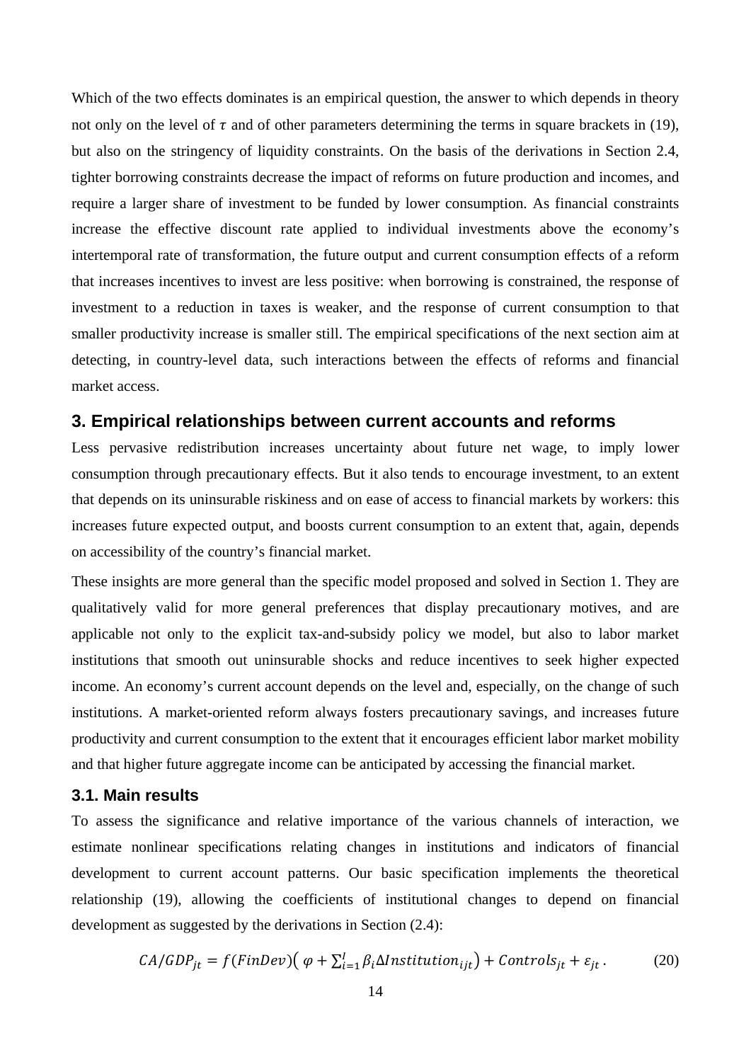Which of the two effects dominates is an empirical question, the answer to which depends in theory not only on the level of $\tau$ and of other parameters determining the terms in square brackets in (19), but also on the stringency of liquidity constraints. On the basis of the derivations in Section 2.4, tighter borrowing constraints decrease the impact of reforms on future production and incomes, and require a larger share of investment to be funded by lower consumption. As financial constraints increase the effective discount rate applied to individual investments above the economy's intertemporal rate of transformation, the future output and current consumption effects of a reform that increases incentives to invest are less positive: when borrowing is constrained, the response of investment to a reduction in taxes is weaker, and the response of current consumption to that smaller productivity increase is smaller still. The empirical specifications of the next section aim at detecting, in country-level data, such interactions between the effects of reforms and financial market access.

## 3. Empirical relationships between current accounts and reforms

Less pervasive redistribution increases uncertainty about future net wage, to imply lower consumption through precautionary effects. But it also tends to encourage investment, to an extent that depends on its uninsurable riskiness and on ease of access to financial markets by workers: this increases future expected output, and boosts current consumption to an extent that, again, depends on accessibility of the country's financial market.

These insights are more general than the specific model proposed and solved in Section 1. They are qualitatively valid for more general preferences that display precautionary motives, and are applicable not only to the explicit tax-and-subsidy policy we model, but also to labor market institutions that smooth out uninsurable shocks and reduce incentives to seek higher expected income. An economy's current account depends on the level and, especially, on the change of such institutions. A market-oriented reform always fosters precautionary savings, and increases future productivity and current consumption to the extent that it encourages efficient labor market mobility and that higher future aggregate income can be anticipated by accessing the financial market.

### 3.1. Main results

To assess the significance and relative importance of the various channels of interaction, we estimate nonlinear specifications relating changes in institutions and indicators of financial development to current account patterns. Our basic specification implements the theoretical relationship (19), allowing the coefficients of institutional changes to depend on financial development as suggested by the derivations in Section (2.4):

$$CA/GDP_{jt} = f(FinDev)\left(\varphi + \sum_{i=1}^{I} \beta_i \Delta Institution_{ijt}\right) + Controls_{jt} + \varepsilon_{jt}\,. \qquad (20)$$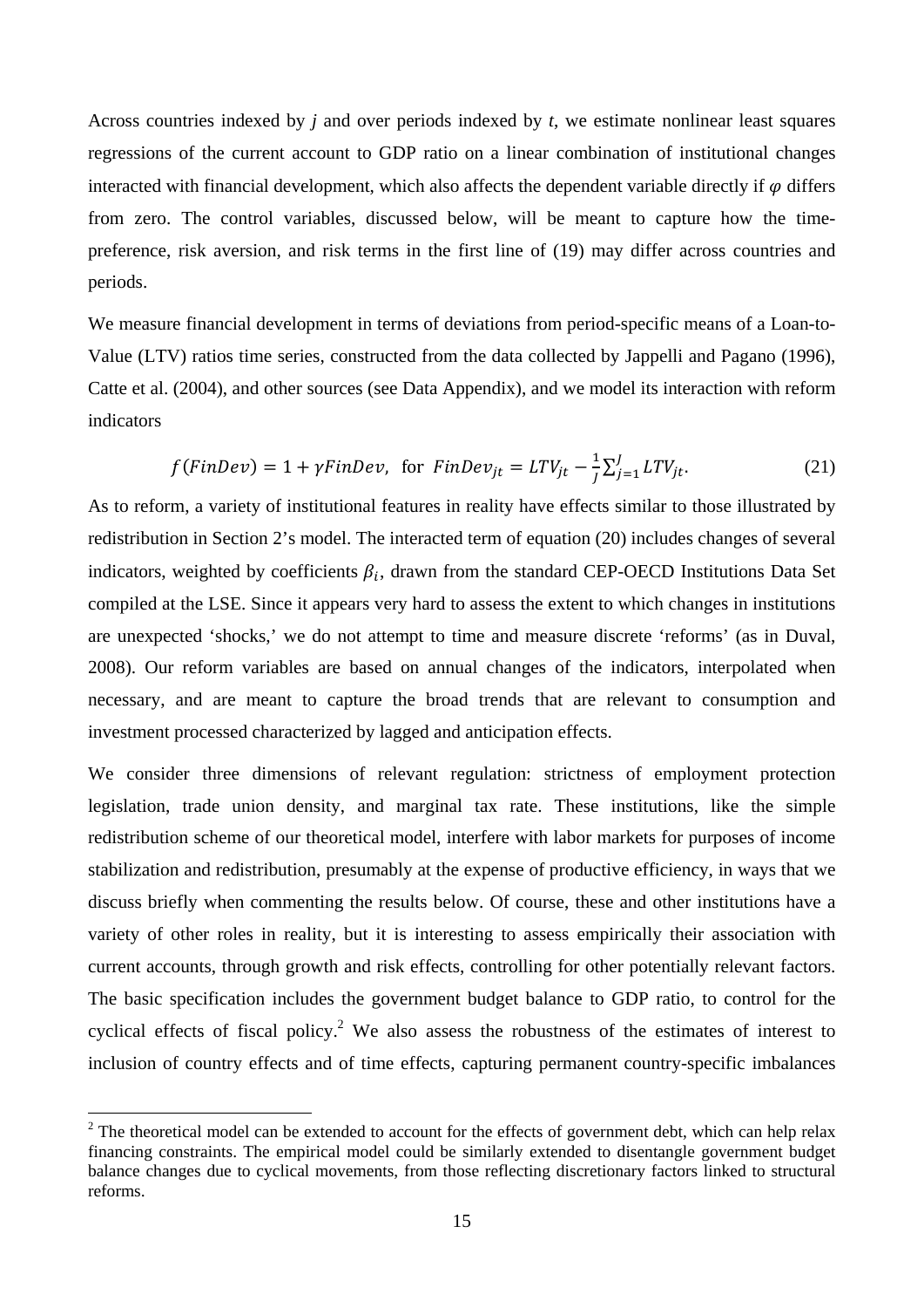Across countries indexed by *j* and over periods indexed by *t*, we estimate nonlinear least squares regressions of the current account to GDP ratio on a linear combination of institutional changes interacted with financial development, which also affects the dependent variable directly if $\varphi$ differs from zero. The control variables, discussed below, will be meant to capture how the time-preference, risk aversion, and risk terms in the first line of (19) may differ across countries and periods.

We measure financial development in terms of deviations from period-specific means of a Loan-to-Value (LTV) ratios time series, constructed from the data collected by Jappelli and Pagano (1996), Catte et al. (2004), and other sources (see Data Appendix), and we model its interaction with reform indicators

$$f(FinDev) = 1 + \gamma FinDev, \text{ for } FinDev_{jt} = LTV_{jt} - \frac{1}{J}\sum_{j=1}^{J} LTV_{jt}. \tag{21}$$

As to reform, a variety of institutional features in reality have effects similar to those illustrated by redistribution in Section 2's model. The interacted term of equation (20) includes changes of several indicators, weighted by coefficients $\beta_i$, drawn from the standard CEP-OECD Institutions Data Set compiled at the LSE. Since it appears very hard to assess the extent to which changes in institutions are unexpected 'shocks,' we do not attempt to time and measure discrete 'reforms' (as in Duval, 2008). Our reform variables are based on annual changes of the indicators, interpolated when necessary, and are meant to capture the broad trends that are relevant to consumption and investment processed characterized by lagged and anticipation effects.

We consider three dimensions of relevant regulation: strictness of employment protection legislation, trade union density, and marginal tax rate. These institutions, like the simple redistribution scheme of our theoretical model, interfere with labor markets for purposes of income stabilization and redistribution, presumably at the expense of productive efficiency, in ways that we discuss briefly when commenting the results below. Of course, these and other institutions have a variety of other roles in reality, but it is interesting to assess empirically their association with current accounts, through growth and risk effects, controlling for other potentially relevant factors. The basic specification includes the government budget balance to GDP ratio, to control for the cyclical effects of fiscal policy.[2] We also assess the robustness of the estimates of interest to inclusion of country effects and of time effects, capturing permanent country-specific imbalances

[2] The theoretical model can be extended to account for the effects of government debt, which can help relax financing constraints. The empirical model could be similarly extended to disentangle government budget balance changes due to cyclical movements, from those reflecting discretionary factors linked to structural reforms.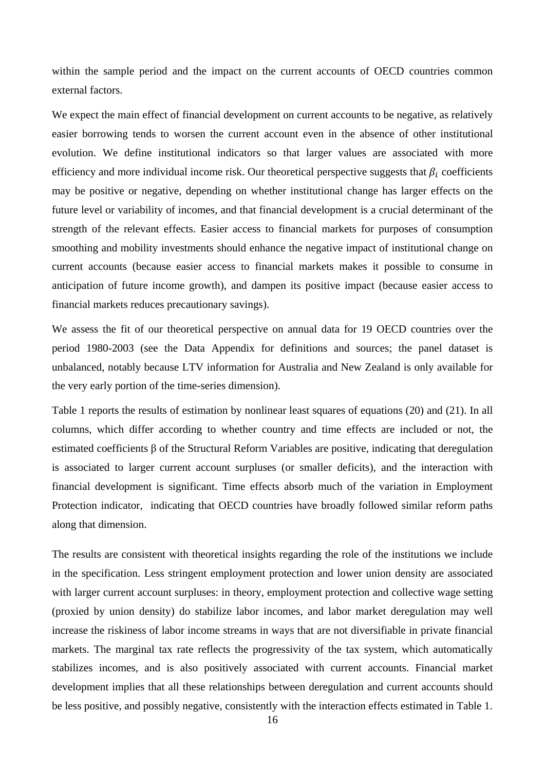within the sample period and the impact on the current accounts of OECD countries common external factors.

We expect the main effect of financial development on current accounts to be negative, as relatively easier borrowing tends to worsen the current account even in the absence of other institutional evolution. We define institutional indicators so that larger values are associated with more efficiency and more individual income risk. Our theoretical perspective suggests that $\beta_i$ coefficients may be positive or negative, depending on whether institutional change has larger effects on the future level or variability of incomes, and that financial development is a crucial determinant of the strength of the relevant effects. Easier access to financial markets for purposes of consumption smoothing and mobility investments should enhance the negative impact of institutional change on current accounts (because easier access to financial markets makes it possible to consume in anticipation of future income growth), and dampen its positive impact (because easier access to financial markets reduces precautionary savings).

We assess the fit of our theoretical perspective on annual data for 19 OECD countries over the period 1980-2003 (see the Data Appendix for definitions and sources; the panel dataset is unbalanced, notably because LTV information for Australia and New Zealand is only available for the very early portion of the time-series dimension).

Table 1 reports the results of estimation by nonlinear least squares of equations (20) and (21). In all columns, which differ according to whether country and time effects are included or not, the estimated coefficients β of the Structural Reform Variables are positive, indicating that deregulation is associated to larger current account surpluses (or smaller deficits), and the interaction with financial development is significant. Time effects absorb much of the variation in Employment Protection indicator, indicating that OECD countries have broadly followed similar reform paths along that dimension.

The results are consistent with theoretical insights regarding the role of the institutions we include in the specification. Less stringent employment protection and lower union density are associated with larger current account surpluses: in theory, employment protection and collective wage setting (proxied by union density) do stabilize labor incomes, and labor market deregulation may well increase the riskiness of labor income streams in ways that are not diversifiable in private financial markets. The marginal tax rate reflects the progressivity of the tax system, which automatically stabilizes incomes, and is also positively associated with current accounts. Financial market development implies that all these relationships between deregulation and current accounts should be less positive, and possibly negative, consistently with the interaction effects estimated in Table 1.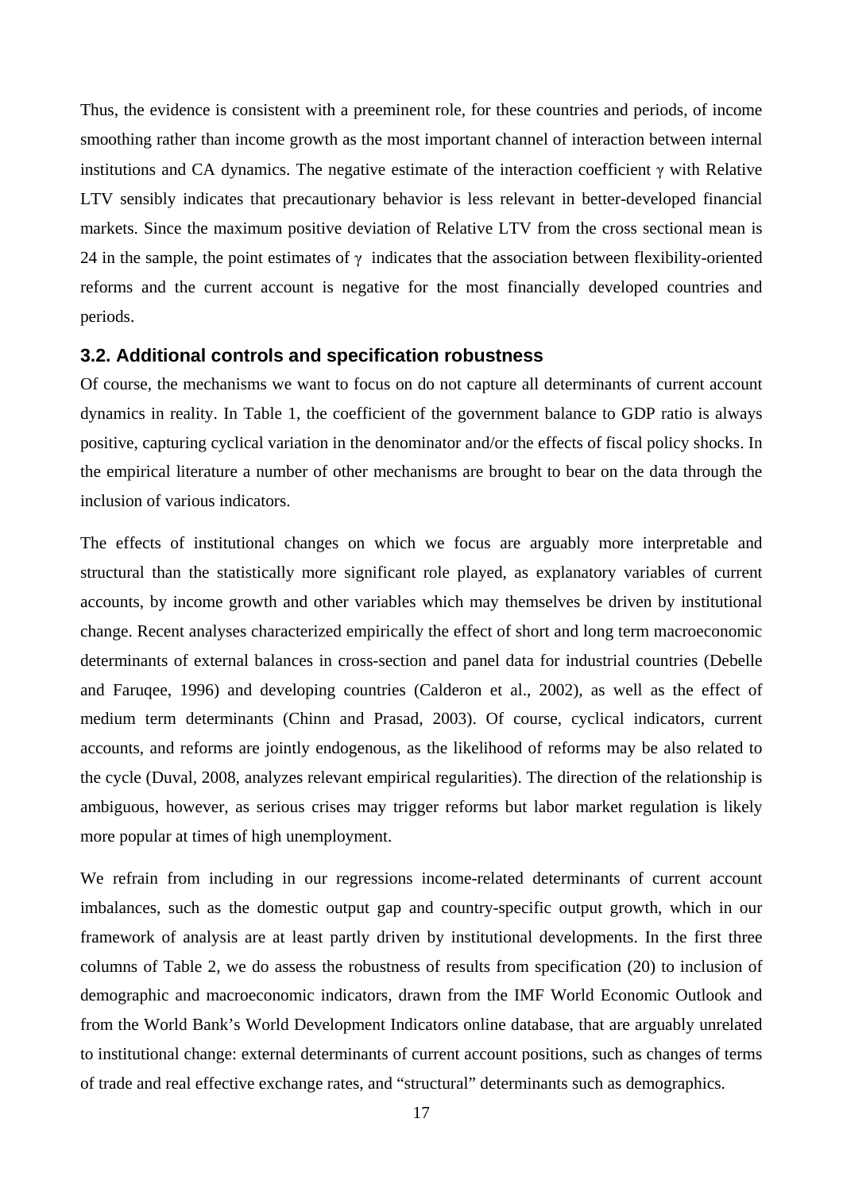Thus, the evidence is consistent with a preeminent role, for these countries and periods, of income smoothing rather than income growth as the most important channel of interaction between internal institutions and CA dynamics. The negative estimate of the interaction coefficient $\gamma$ with Relative LTV sensibly indicates that precautionary behavior is less relevant in better-developed financial markets. Since the maximum positive deviation of Relative LTV from the cross sectional mean is 24 in the sample, the point estimates of $\gamma$ indicates that the association between flexibility-oriented reforms and the current account is negative for the most financially developed countries and periods.

### 3.2. Additional controls and specification robustness

Of course, the mechanisms we want to focus on do not capture all determinants of current account dynamics in reality. In Table 1, the coefficient of the government balance to GDP ratio is always positive, capturing cyclical variation in the denominator and/or the effects of fiscal policy shocks. In the empirical literature a number of other mechanisms are brought to bear on the data through the inclusion of various indicators.

The effects of institutional changes on which we focus are arguably more interpretable and structural than the statistically more significant role played, as explanatory variables of current accounts, by income growth and other variables which may themselves be driven by institutional change. Recent analyses characterized empirically the effect of short and long term macroeconomic determinants of external balances in cross-section and panel data for industrial countries (Debelle and Faruqee, 1996) and developing countries (Calderon et al., 2002), as well as the effect of medium term determinants (Chinn and Prasad, 2003). Of course, cyclical indicators, current accounts, and reforms are jointly endogenous, as the likelihood of reforms may be also related to the cycle (Duval, 2008, analyzes relevant empirical regularities). The direction of the relationship is ambiguous, however, as serious crises may trigger reforms but labor market regulation is likely more popular at times of high unemployment.

We refrain from including in our regressions income-related determinants of current account imbalances, such as the domestic output gap and country-specific output growth, which in our framework of analysis are at least partly driven by institutional developments. In the first three columns of Table 2, we do assess the robustness of results from specification (20) to inclusion of demographic and macroeconomic indicators, drawn from the IMF World Economic Outlook and from the World Bank's World Development Indicators online database, that are arguably unrelated to institutional change: external determinants of current account positions, such as changes of terms of trade and real effective exchange rates, and "structural" determinants such as demographics.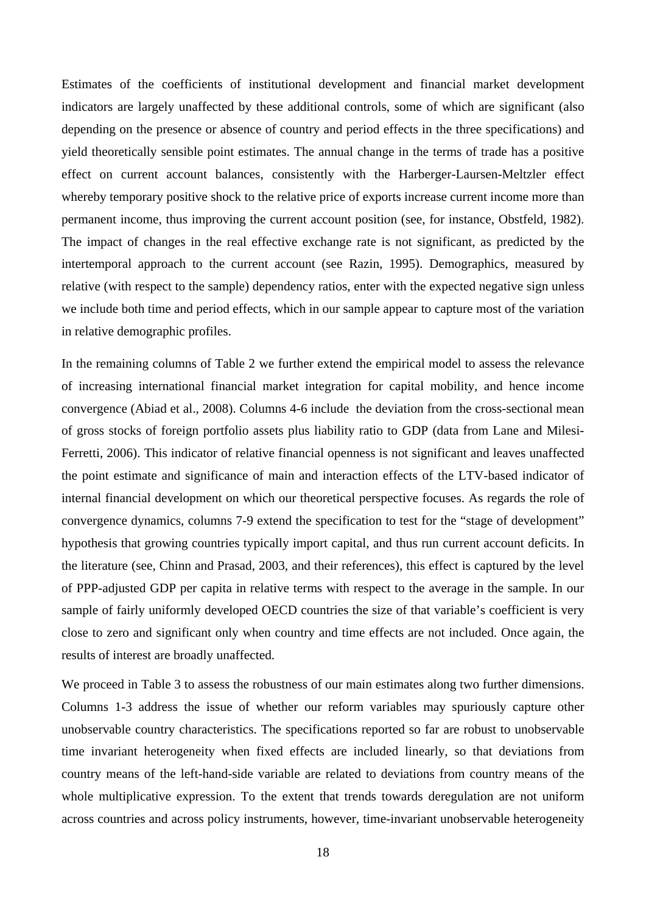Estimates of the coefficients of institutional development and financial market development indicators are largely unaffected by these additional controls, some of which are significant (also depending on the presence or absence of country and period effects in the three specifications) and yield theoretically sensible point estimates. The annual change in the terms of trade has a positive effect on current account balances, consistently with the Harberger-Laursen-Meltzler effect whereby temporary positive shock to the relative price of exports increase current income more than permanent income, thus improving the current account position (see, for instance, Obstfeld, 1982). The impact of changes in the real effective exchange rate is not significant, as predicted by the intertemporal approach to the current account (see Razin, 1995). Demographics, measured by relative (with respect to the sample) dependency ratios, enter with the expected negative sign unless we include both time and period effects, which in our sample appear to capture most of the variation in relative demographic profiles.

In the remaining columns of Table 2 we further extend the empirical model to assess the relevance of increasing international financial market integration for capital mobility, and hence income convergence (Abiad et al., 2008). Columns 4-6 include the deviation from the cross-sectional mean of gross stocks of foreign portfolio assets plus liability ratio to GDP (data from Lane and Milesi-Ferretti, 2006). This indicator of relative financial openness is not significant and leaves unaffected the point estimate and significance of main and interaction effects of the LTV-based indicator of internal financial development on which our theoretical perspective focuses. As regards the role of convergence dynamics, columns 7-9 extend the specification to test for the "stage of development" hypothesis that growing countries typically import capital, and thus run current account deficits. In the literature (see, Chinn and Prasad, 2003, and their references), this effect is captured by the level of PPP-adjusted GDP per capita in relative terms with respect to the average in the sample. In our sample of fairly uniformly developed OECD countries the size of that variable's coefficient is very close to zero and significant only when country and time effects are not included. Once again, the results of interest are broadly unaffected.

We proceed in Table 3 to assess the robustness of our main estimates along two further dimensions. Columns 1-3 address the issue of whether our reform variables may spuriously capture other unobservable country characteristics. The specifications reported so far are robust to unobservable time invariant heterogeneity when fixed effects are included linearly, so that deviations from country means of the left-hand-side variable are related to deviations from country means of the whole multiplicative expression. To the extent that trends towards deregulation are not uniform across countries and across policy instruments, however, time-invariant unobservable heterogeneity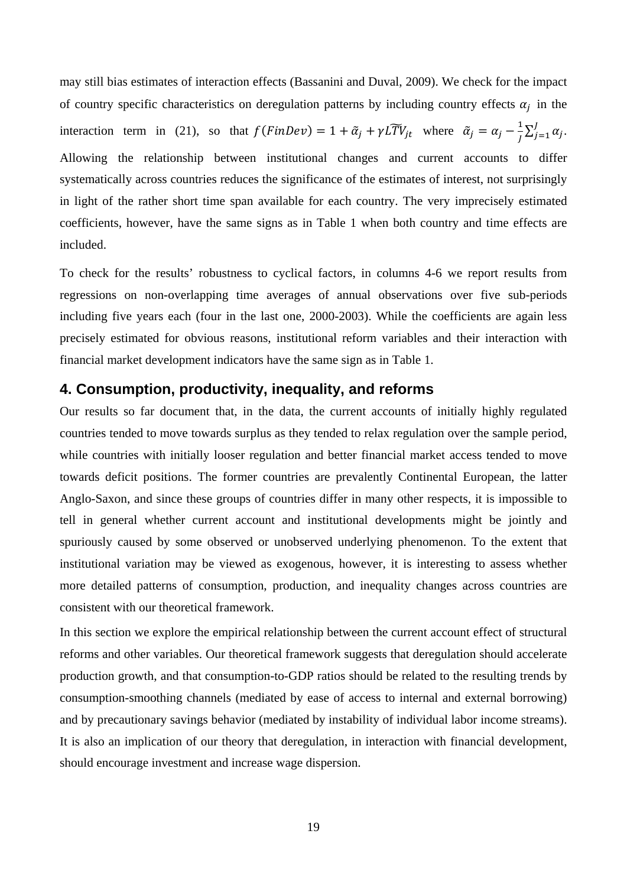may still bias estimates of interaction effects (Bassanini and Duval, 2009). We check for the impact of country specific characteristics on deregulation patterns by including country effects $\alpha_j$ in the interaction term in (21), so that $f(FinDev) = 1 + \tilde{\alpha}_j + \gamma \widetilde{LTV}_{jt}$ where $\tilde{\alpha}_j = \alpha_j - \frac{1}{J}\sum_{j=1}^{J} \alpha_j$. Allowing the relationship between institutional changes and current accounts to differ systematically across countries reduces the significance of the estimates of interest, not surprisingly in light of the rather short time span available for each country. The very imprecisely estimated coefficients, however, have the same signs as in Table 1 when both country and time effects are included.

To check for the results' robustness to cyclical factors, in columns 4-6 we report results from regressions on non-overlapping time averages of annual observations over five sub-periods including five years each (four in the last one, 2000-2003). While the coefficients are again less precisely estimated for obvious reasons, institutional reform variables and their interaction with financial market development indicators have the same sign as in Table 1.

## 4. Consumption, productivity, inequality, and reforms

Our results so far document that, in the data, the current accounts of initially highly regulated countries tended to move towards surplus as they tended to relax regulation over the sample period, while countries with initially looser regulation and better financial market access tended to move towards deficit positions. The former countries are prevalently Continental European, the latter Anglo-Saxon, and since these groups of countries differ in many other respects, it is impossible to tell in general whether current account and institutional developments might be jointly and spuriously caused by some observed or unobserved underlying phenomenon. To the extent that institutional variation may be viewed as exogenous, however, it is interesting to assess whether more detailed patterns of consumption, production, and inequality changes across countries are consistent with our theoretical framework.

In this section we explore the empirical relationship between the current account effect of structural reforms and other variables. Our theoretical framework suggests that deregulation should accelerate production growth, and that consumption-to-GDP ratios should be related to the resulting trends by consumption-smoothing channels (mediated by ease of access to internal and external borrowing) and by precautionary savings behavior (mediated by instability of individual labor income streams). It is also an implication of our theory that deregulation, in interaction with financial development, should encourage investment and increase wage dispersion.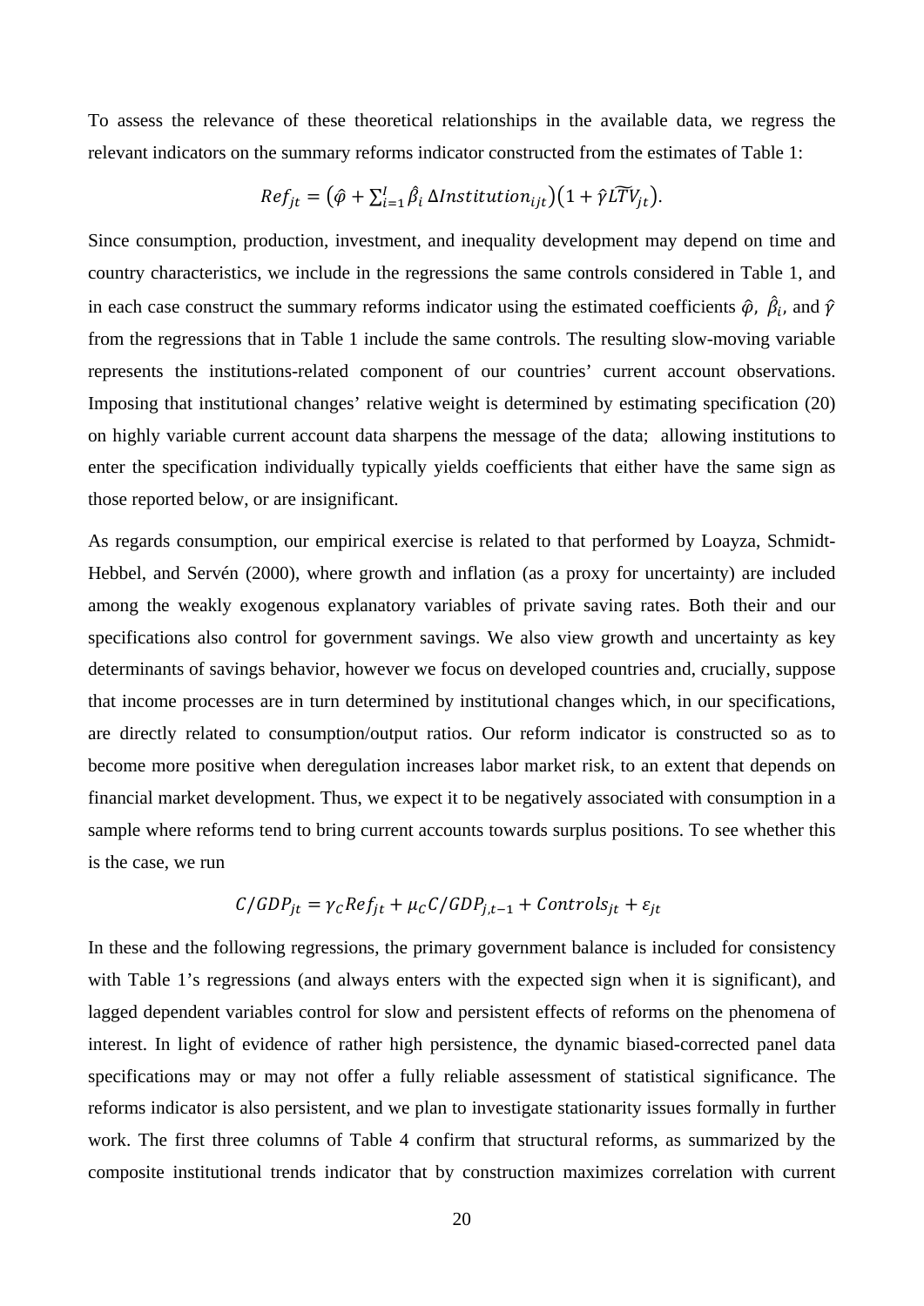To assess the relevance of these theoretical relationships in the available data, we regress the relevant indicators on the summary reforms indicator constructed from the estimates of Table 1:

$$Ref_{jt} = \left(\hat{\varphi} + \sum_{i=1}^{I} \hat{\beta}_i \, \Delta Institution_{ijt}\right)\left(1 + \hat{\gamma} \widetilde{LTV}_{jt}\right).$$

Since consumption, production, investment, and inequality development may depend on time and country characteristics, we include in the regressions the same controls considered in Table 1, and in each case construct the summary reforms indicator using the estimated coefficients $\hat{\varphi}$, $\hat{\beta}_i$, and $\hat{\gamma}$ from the regressions that in Table 1 include the same controls. The resulting slow-moving variable represents the institutions-related component of our countries' current account observations. Imposing that institutional changes' relative weight is determined by estimating specification (20) on highly variable current account data sharpens the message of the data; allowing institutions to enter the specification individually typically yields coefficients that either have the same sign as those reported below, or are insignificant.

As regards consumption, our empirical exercise is related to that performed by Loayza, Schmidt-Hebbel, and Servén (2000), where growth and inflation (as a proxy for uncertainty) are included among the weakly exogenous explanatory variables of private saving rates. Both their and our specifications also control for government savings. We also view growth and uncertainty as key determinants of savings behavior, however we focus on developed countries and, crucially, suppose that income processes are in turn determined by institutional changes which, in our specifications, are directly related to consumption/output ratios. Our reform indicator is constructed so as to become more positive when deregulation increases labor market risk, to an extent that depends on financial market development. Thus, we expect it to be negatively associated with consumption in a sample where reforms tend to bring current accounts towards surplus positions. To see whether this is the case, we run

$$C/GDP_{jt} = \gamma_C Ref_{jt} + \mu_C C/GDP_{j,t-1} + Controls_{jt} + \varepsilon_{jt}$$

In these and the following regressions, the primary government balance is included for consistency with Table 1's regressions (and always enters with the expected sign when it is significant), and lagged dependent variables control for slow and persistent effects of reforms on the phenomena of interest. In light of evidence of rather high persistence, the dynamic biased-corrected panel data specifications may or may not offer a fully reliable assessment of statistical significance. The reforms indicator is also persistent, and we plan to investigate stationarity issues formally in further work. The first three columns of Table 4 confirm that structural reforms, as summarized by the composite institutional trends indicator that by construction maximizes correlation with current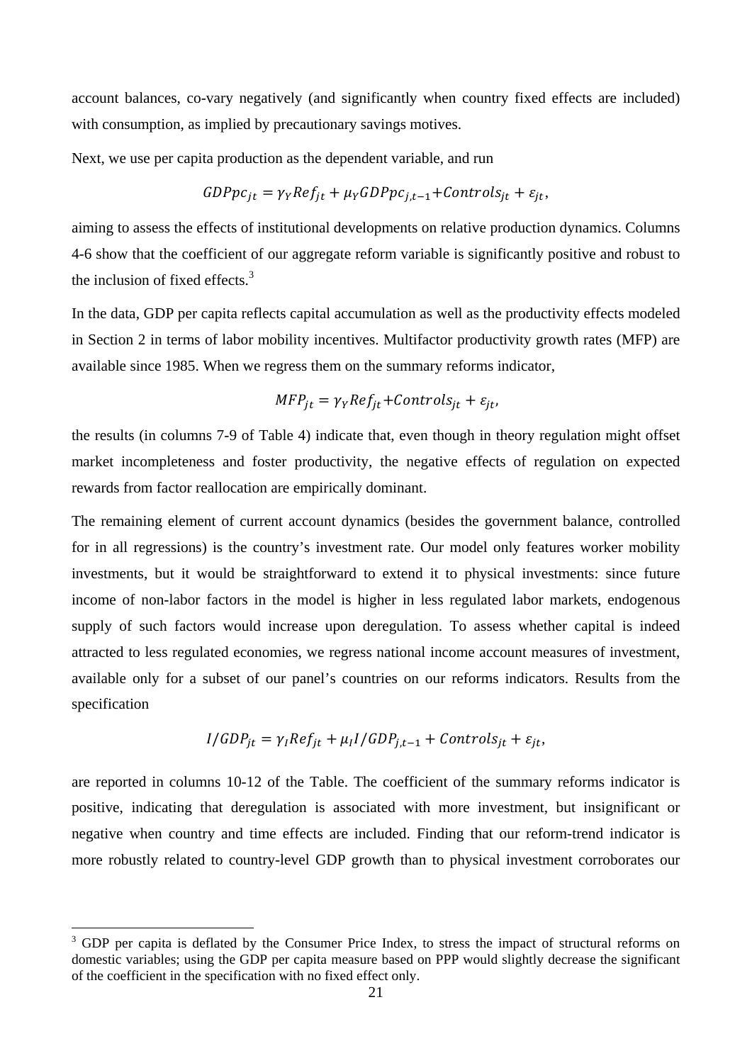account balances, co-vary negatively (and significantly when country fixed effects are included) with consumption, as implied by precautionary savings motives.

Next, we use per capita production as the dependent variable, and run

$$GDPpc_{jt} = \gamma_Y Ref_{jt} + \mu_Y GDPpc_{j,t-1} + Controls_{jt} + \varepsilon_{jt},$$

aiming to assess the effects of institutional developments on relative production dynamics. Columns 4-6 show that the coefficient of our aggregate reform variable is significantly positive and robust to the inclusion of fixed effects.[3]

In the data, GDP per capita reflects capital accumulation as well as the productivity effects modeled in Section 2 in terms of labor mobility incentives. Multifactor productivity growth rates (MFP) are available since 1985. When we regress them on the summary reforms indicator,

$$MFP_{jt} = \gamma_Y Ref_{jt} + Controls_{jt} + \varepsilon_{jt},$$

the results (in columns 7-9 of Table 4) indicate that, even though in theory regulation might offset market incompleteness and foster productivity, the negative effects of regulation on expected rewards from factor reallocation are empirically dominant.

The remaining element of current account dynamics (besides the government balance, controlled for in all regressions) is the country's investment rate. Our model only features worker mobility investments, but it would be straightforward to extend it to physical investments: since future income of non-labor factors in the model is higher in less regulated labor markets, endogenous supply of such factors would increase upon deregulation. To assess whether capital is indeed attracted to less regulated economies, we regress national income account measures of investment, available only for a subset of our panel's countries on our reforms indicators. Results from the specification

$$I/GDP_{jt} = \gamma_I Ref_{jt} + \mu_I I/GDP_{j,t-1} + Controls_{jt} + \varepsilon_{jt},$$

are reported in columns 10-12 of the Table. The coefficient of the summary reforms indicator is positive, indicating that deregulation is associated with more investment, but insignificant or negative when country and time effects are included. Finding that our reform-trend indicator is more robustly related to country-level GDP growth than to physical investment corroborates our

---

[3] GDP per capita is deflated by the Consumer Price Index, to stress the impact of structural reforms on domestic variables; using the GDP per capita measure based on PPP would slightly decrease the significant of the coefficient in the specification with no fixed effect only.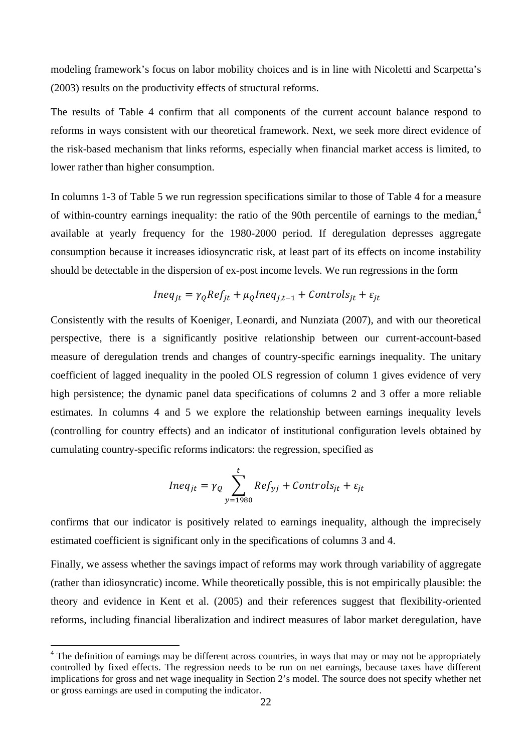modeling framework's focus on labor mobility choices and is in line with Nicoletti and Scarpetta's (2003) results on the productivity effects of structural reforms.

The results of Table 4 confirm that all components of the current account balance respond to reforms in ways consistent with our theoretical framework. Next, we seek more direct evidence of the risk-based mechanism that links reforms, especially when financial market access is limited, to lower rather than higher consumption.

In columns 1-3 of Table 5 we run regression specifications similar to those of Table 4 for a measure of within-country earnings inequality: the ratio of the 90th percentile of earnings to the median,[4] available at yearly frequency for the 1980-2000 period. If deregulation depresses aggregate consumption because it increases idiosyncratic risk, at least part of its effects on income instability should be detectable in the dispersion of ex-post income levels. We run regressions in the form

$$Ineq_{jt} = \gamma_Q Ref_{jt} + \mu_Q Ineq_{j,t-1} + Controls_{jt} + \varepsilon_{jt}$$

Consistently with the results of Koeniger, Leonardi, and Nunziata (2007), and with our theoretical perspective, there is a significantly positive relationship between our current-account-based measure of deregulation trends and changes of country-specific earnings inequality. The unitary coefficient of lagged inequality in the pooled OLS regression of column 1 gives evidence of very high persistence; the dynamic panel data specifications of columns 2 and 3 offer a more reliable estimates. In columns 4 and 5 we explore the relationship between earnings inequality levels (controlling for country effects) and an indicator of institutional configuration levels obtained by cumulating country-specific reforms indicators: the regression, specified as

$$Ineq_{jt} = \gamma_Q \sum_{y=1980}^{t} Ref_{yj} + Controls_{jt} + \varepsilon_{jt}$$

confirms that our indicator is positively related to earnings inequality, although the imprecisely estimated coefficient is significant only in the specifications of columns 3 and 4.

Finally, we assess whether the savings impact of reforms may work through variability of aggregate (rather than idiosyncratic) income. While theoretically possible, this is not empirically plausible: the theory and evidence in Kent et al. (2005) and their references suggest that flexibility-oriented reforms, including financial liberalization and indirect measures of labor market deregulation, have

[4] The definition of earnings may be different across countries, in ways that may or may not be appropriately controlled by fixed effects. The regression needs to be run on net earnings, because taxes have different implications for gross and net wage inequality in Section 2's model. The source does not specify whether net or gross earnings are used in computing the indicator.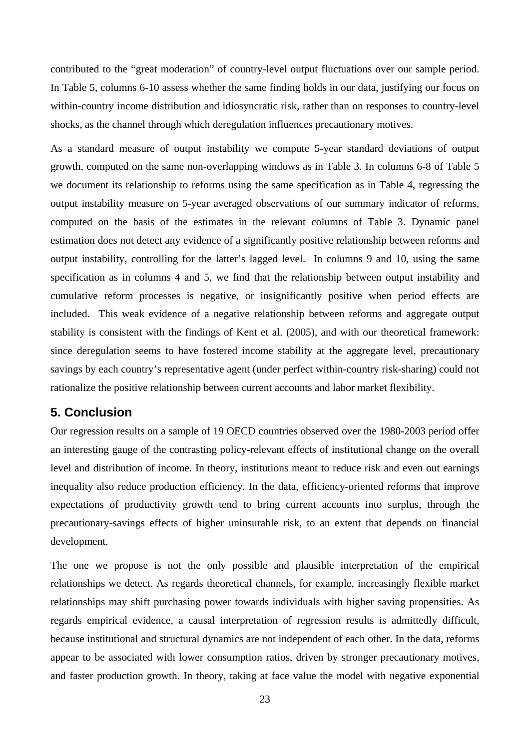contributed to the “great moderation” of country-level output fluctuations over our sample period. In Table 5, columns 6-10 assess whether the same finding holds in our data, justifying our focus on within-country income distribution and idiosyncratic risk, rather than on responses to country-level shocks, as the channel through which deregulation influences precautionary motives.

As a standard measure of output instability we compute 5-year standard deviations of output growth, computed on the same non-overlapping windows as in Table 3. In columns 6-8 of Table 5 we document its relationship to reforms using the same specification as in Table 4, regressing the output instability measure on 5-year averaged observations of our summary indicator of reforms, computed on the basis of the estimates in the relevant columns of Table 3. Dynamic panel estimation does not detect any evidence of a significantly positive relationship between reforms and output instability, controlling for the latter's lagged level. In columns 9 and 10, using the same specification as in columns 4 and 5, we find that the relationship between output instability and cumulative reform processes is negative, or insignificantly positive when period effects are included. This weak evidence of a negative relationship between reforms and aggregate output stability is consistent with the findings of Kent et al. (2005), and with our theoretical framework: since deregulation seems to have fostered income stability at the aggregate level, precautionary savings by each country's representative agent (under perfect within-country risk-sharing) could not rationalize the positive relationship between current accounts and labor market flexibility.

## 5. Conclusion

Our regression results on a sample of 19 OECD countries observed over the 1980-2003 period offer an interesting gauge of the contrasting policy-relevant effects of institutional change on the overall level and distribution of income. In theory, institutions meant to reduce risk and even out earnings inequality also reduce production efficiency. In the data, efficiency-oriented reforms that improve expectations of productivity growth tend to bring current accounts into surplus, through the precautionary-savings effects of higher uninsurable risk, to an extent that depends on financial development.

The one we propose is not the only possible and plausible interpretation of the empirical relationships we detect. As regards theoretical channels, for example, increasingly flexible market relationships may shift purchasing power towards individuals with higher saving propensities. As regards empirical evidence, a causal interpretation of regression results is admittedly difficult, because institutional and structural dynamics are not independent of each other. In the data, reforms appear to be associated with lower consumption ratios, driven by stronger precautionary motives, and faster production growth. In theory, taking at face value the model with negative exponential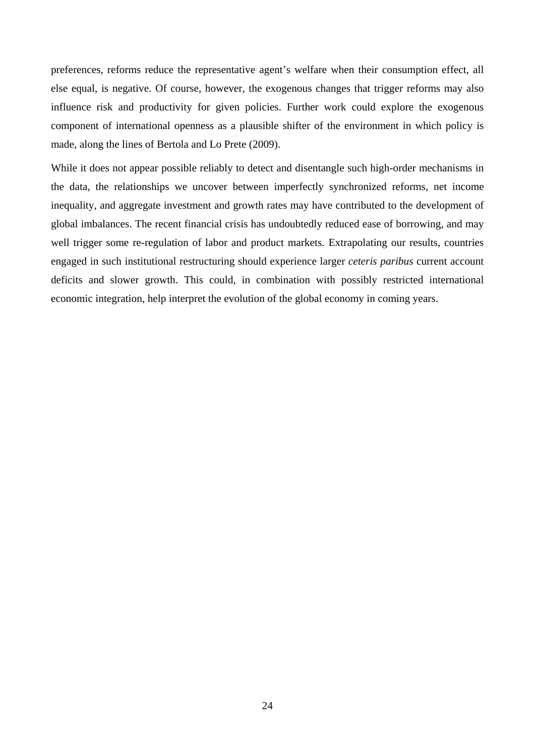preferences, reforms reduce the representative agent's welfare when their consumption effect, all else equal, is negative. Of course, however, the exogenous changes that trigger reforms may also influence risk and productivity for given policies. Further work could explore the exogenous component of international openness as a plausible shifter of the environment in which policy is made, along the lines of Bertola and Lo Prete (2009).

While it does not appear possible reliably to detect and disentangle such high-order mechanisms in the data, the relationships we uncover between imperfectly synchronized reforms, net income inequality, and aggregate investment and growth rates may have contributed to the development of global imbalances. The recent financial crisis has undoubtedly reduced ease of borrowing, and may well trigger some re-regulation of labor and product markets. Extrapolating our results, countries engaged in such institutional restructuring should experience larger *ceteris paribus* current account deficits and slower growth. This could, in combination with possibly restricted international economic integration, help interpret the evolution of the global economy in coming years.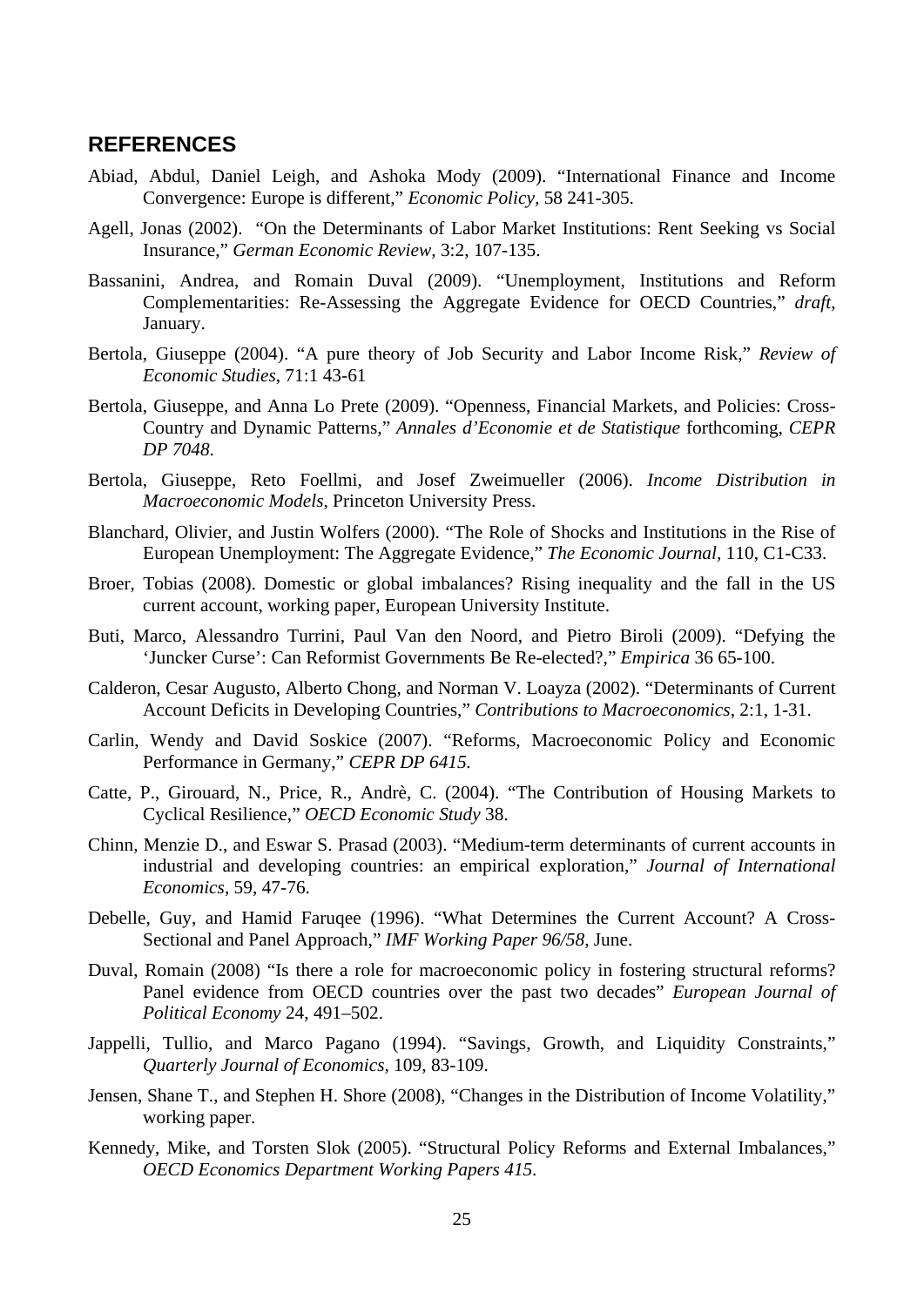## REFERENCES

Abiad, Abdul, Daniel Leigh, and Ashoka Mody (2009). "International Finance and Income Convergence: Europe is different," *Economic Policy*, 58 241-305.

Agell, Jonas (2002). "On the Determinants of Labor Market Institutions: Rent Seeking vs Social Insurance," *German Economic Review*, 3:2, 107-135.

Bassanini, Andrea, and Romain Duval (2009). "Unemployment, Institutions and Reform Complementarities: Re-Assessing the Aggregate Evidence for OECD Countries," *draft*, January.

Bertola, Giuseppe (2004). "A pure theory of Job Security and Labor Income Risk," *Review of Economic Studies*, 71:1 43-61

Bertola, Giuseppe, and Anna Lo Prete (2009). "Openness, Financial Markets, and Policies: Cross-Country and Dynamic Patterns," *Annales d'Economie et de Statistique* forthcoming, *CEPR DP 7048*.

Bertola, Giuseppe, Reto Foellmi, and Josef Zweimueller (2006). *Income Distribution in Macroeconomic Models*, Princeton University Press.

Blanchard, Olivier, and Justin Wolfers (2000). "The Role of Shocks and Institutions in the Rise of European Unemployment: The Aggregate Evidence," *The Economic Journal*, 110, C1-C33.

Broer, Tobias (2008). Domestic or global imbalances? Rising inequality and the fall in the US current account, working paper, European University Institute.

Buti, Marco, Alessandro Turrini, Paul Van den Noord, and Pietro Biroli (2009). "Defying the 'Juncker Curse': Can Reformist Governments Be Re-elected?," *Empirica* 36 65-100.

Calderon, Cesar Augusto, Alberto Chong, and Norman V. Loayza (2002). "Determinants of Current Account Deficits in Developing Countries," *Contributions to Macroeconomics*, 2:1, 1-31.

Carlin, Wendy and David Soskice (2007). "Reforms, Macroeconomic Policy and Economic Performance in Germany," *CEPR DP 6415.*

Catte, P., Girouard, N., Price, R., Andrè, C. (2004). "The Contribution of Housing Markets to Cyclical Resilience," *OECD Economic Study* 38.

Chinn, Menzie D., and Eswar S. Prasad (2003). "Medium-term determinants of current accounts in industrial and developing countries: an empirical exploration," *Journal of International Economics*, 59, 47-76.

Debelle, Guy, and Hamid Faruqee (1996). "What Determines the Current Account? A Cross-Sectional and Panel Approach," *IMF Working Paper 96/58*, June.

Duval, Romain (2008) "Is there a role for macroeconomic policy in fostering structural reforms? Panel evidence from OECD countries over the past two decades" *European Journal of Political Economy* 24, 491–502.

Jappelli, Tullio, and Marco Pagano (1994). "Savings, Growth, and Liquidity Constraints," *Quarterly Journal of Economics*, 109, 83-109.

Jensen, Shane T., and Stephen H. Shore (2008), "Changes in the Distribution of Income Volatility," working paper.

Kennedy, Mike, and Torsten Slok (2005). "Structural Policy Reforms and External Imbalances," *OECD Economics Department Working Papers 415*.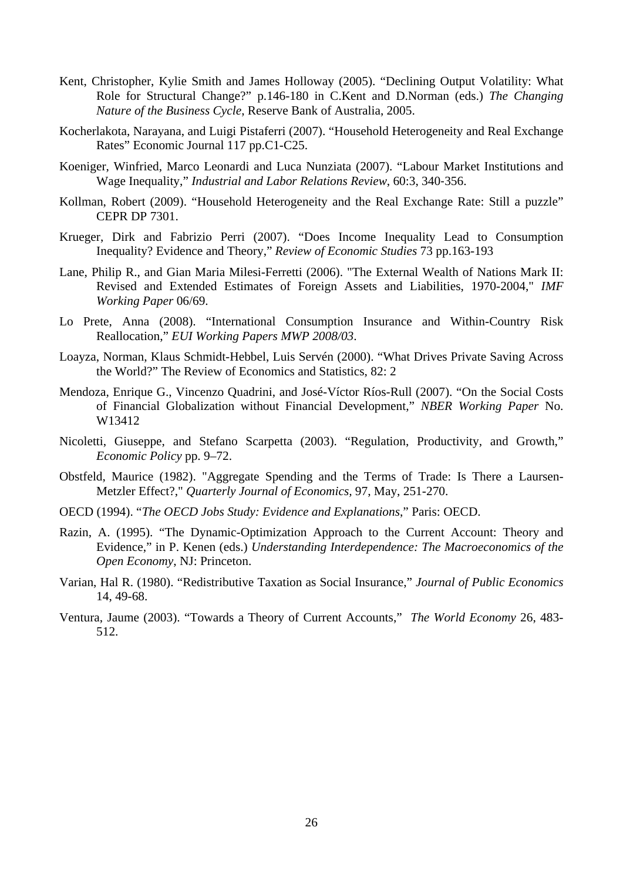Kent, Christopher, Kylie Smith and James Holloway (2005). “Declining Output Volatility: What Role for Structural Change?” p.146-180 in C.Kent and D.Norman (eds.) *The Changing Nature of the Business Cycle*, Reserve Bank of Australia, 2005.

Kocherlakota, Narayana, and Luigi Pistaferri (2007). “Household Heterogeneity and Real Exchange Rates” Economic Journal 117 pp.C1-C25.

Koeniger, Winfried, Marco Leonardi and Luca Nunziata (2007). “Labour Market Institutions and Wage Inequality,” *Industrial and Labor Relations Review*, 60:3, 340-356.

Kollman, Robert (2009). “Household Heterogeneity and the Real Exchange Rate: Still a puzzle” CEPR DP 7301.

Krueger, Dirk and Fabrizio Perri (2007). “Does Income Inequality Lead to Consumption Inequality? Evidence and Theory,” *Review of Economic Studies* 73 pp.163-193

Lane, Philip R., and Gian Maria Milesi-Ferretti (2006). "The External Wealth of Nations Mark II: Revised and Extended Estimates of Foreign Assets and Liabilities, 1970-2004," *IMF Working Paper* 06/69.

Lo Prete, Anna (2008). “International Consumption Insurance and Within-Country Risk Reallocation,” *EUI Working Papers MWP 2008/03*.

Loayza, Norman, Klaus Schmidt-Hebbel, Luis Servén (2000). “What Drives Private Saving Across the World?” The Review of Economics and Statistics, 82: 2

Mendoza, Enrique G., Vincenzo Quadrini, and José-Víctor Ríos-Rull (2007). “On the Social Costs of Financial Globalization without Financial Development,” *NBER Working Paper* No. W13412

Nicoletti, Giuseppe, and Stefano Scarpetta (2003). “Regulation, Productivity, and Growth,” *Economic Policy* pp. 9–72.

Obstfeld, Maurice (1982). "Aggregate Spending and the Terms of Trade: Is There a Laursen-Metzler Effect?," *Quarterly Journal of Economics,* 97, May, 251-270.

OECD (1994). “*The OECD Jobs Study: Evidence and Explanations*,” Paris: OECD.

Razin, A. (1995). “The Dynamic-Optimization Approach to the Current Account: Theory and Evidence,” in P. Kenen (eds.) *Understanding Interdependence: The Macroeconomics of the Open Economy*, NJ: Princeton.

Varian, Hal R. (1980). “Redistributive Taxation as Social Insurance,” *Journal of Public Economics* 14, 49-68.

Ventura, Jaume (2003). “Towards a Theory of Current Accounts,” *The World Economy* 26, 483-512.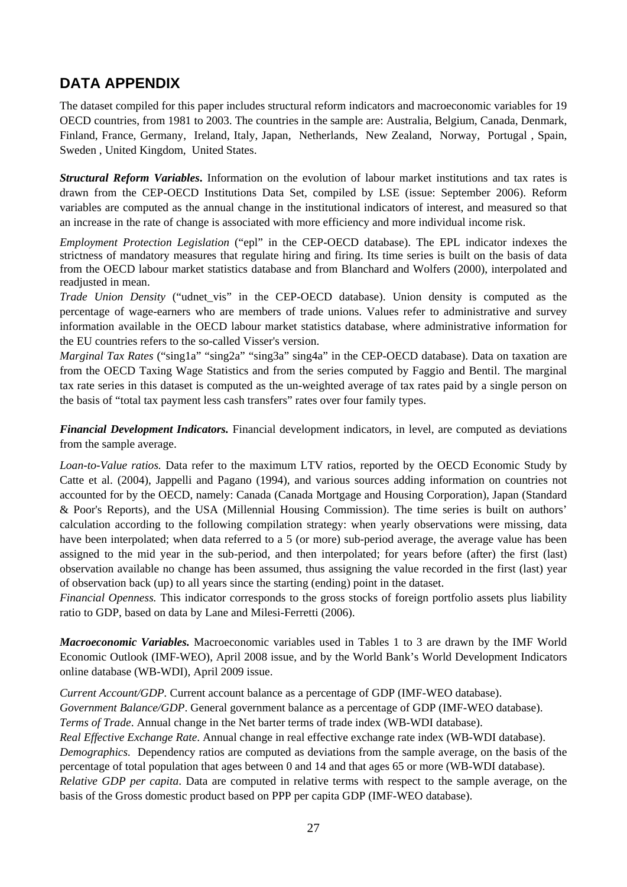## DATA APPENDIX

The dataset compiled for this paper includes structural reform indicators and macroeconomic variables for 19 OECD countries, from 1981 to 2003. The countries in the sample are: Australia, Belgium, Canada, Denmark, Finland, France, Germany, Ireland, Italy, Japan, Netherlands, New Zealand, Norway, Portugal , Spain, Sweden , United Kingdom, United States.

***Structural Reform Variables*.** Information on the evolution of labour market institutions and tax rates is drawn from the CEP-OECD Institutions Data Set, compiled by LSE (issue: September 2006). Reform variables are computed as the annual change in the institutional indicators of interest, and measured so that an increase in the rate of change is associated with more efficiency and more individual income risk.

*Employment Protection Legislation* ("epl" in the CEP-OECD database). The EPL indicator indexes the strictness of mandatory measures that regulate hiring and firing. Its time series is built on the basis of data from the OECD labour market statistics database and from Blanchard and Wolfers (2000), interpolated and readjusted in mean.

*Trade Union Density* ("udnet_vis" in the CEP-OECD database). Union density is computed as the percentage of wage-earners who are members of trade unions. Values refer to administrative and survey information available in the OECD labour market statistics database, where administrative information for the EU countries refers to the so-called Visser's version.

*Marginal Tax Rates* ("sing1a" "sing2a" "sing3a" sing4a" in the CEP-OECD database). Data on taxation are from the OECD Taxing Wage Statistics and from the series computed by Faggio and Bentil. The marginal tax rate series in this dataset is computed as the un-weighted average of tax rates paid by a single person on the basis of "total tax payment less cash transfers" rates over four family types.

***Financial Development Indicators.*** Financial development indicators, in level, are computed as deviations from the sample average.

*Loan-to-Value ratios.* Data refer to the maximum LTV ratios, reported by the OECD Economic Study by Catte et al. (2004), Jappelli and Pagano (1994), and various sources adding information on countries not accounted for by the OECD, namely: Canada (Canada Mortgage and Housing Corporation), Japan (Standard & Poor's Reports), and the USA (Millennial Housing Commission). The time series is built on authors' calculation according to the following compilation strategy: when yearly observations were missing, data have been interpolated; when data referred to a 5 (or more) sub-period average, the average value has been assigned to the mid year in the sub-period, and then interpolated; for years before (after) the first (last) observation available no change has been assumed, thus assigning the value recorded in the first (last) year of observation back (up) to all years since the starting (ending) point in the dataset.

*Financial Openness.* This indicator corresponds to the gross stocks of foreign portfolio assets plus liability ratio to GDP, based on data by Lane and Milesi-Ferretti (2006).

***Macroeconomic Variables.*** Macroeconomic variables used in Tables 1 to 3 are drawn by the IMF World Economic Outlook (IMF-WEO), April 2008 issue, and by the World Bank's World Development Indicators online database (WB-WDI), April 2009 issue.

*Current Account/GDP.* Current account balance as a percentage of GDP (IMF-WEO database).

*Government Balance/GDP*. General government balance as a percentage of GDP (IMF-WEO database).

*Terms of Trade*. Annual change in the Net barter terms of trade index (WB-WDI database).

*Real Effective Exchange Rate*. Annual change in real effective exchange rate index (WB-WDI database).

*Demographics.* Dependency ratios are computed as deviations from the sample average, on the basis of the percentage of total population that ages between 0 and 14 and that ages 65 or more (WB-WDI database).

*Relative GDP per capita*. Data are computed in relative terms with respect to the sample average, on the basis of the Gross domestic product based on PPP per capita GDP (IMF-WEO database).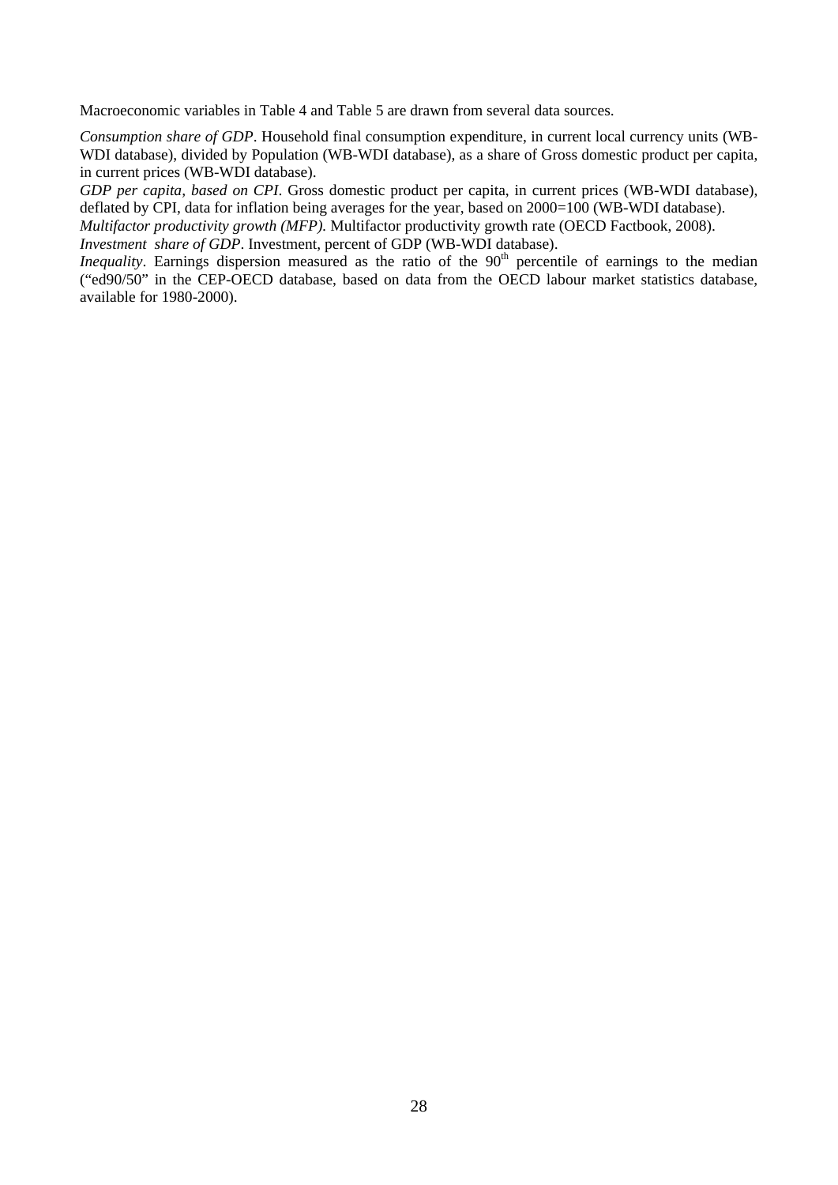Macroeconomic variables in Table 4 and Table 5 are drawn from several data sources.

*Consumption share of GDP*. Household final consumption expenditure, in current local currency units (WB-WDI database), divided by Population (WB-WDI database), as a share of Gross domestic product per capita, in current prices (WB-WDI database).

*GDP per capita, based on CPI*. Gross domestic product per capita, in current prices (WB-WDI database), deflated by CPI, data for inflation being averages for the year, based on 2000=100 (WB-WDI database).

*Multifactor productivity growth (MFP).* Multifactor productivity growth rate (OECD Factbook, 2008).

*Investment share of GDP*. Investment, percent of GDP (WB-WDI database).

*Inequality*. Earnings dispersion measured as the ratio of the $90^{th}$ percentile of earnings to the median ("ed90/50" in the CEP-OECD database, based on data from the OECD labour market statistics database, available for 1980-2000).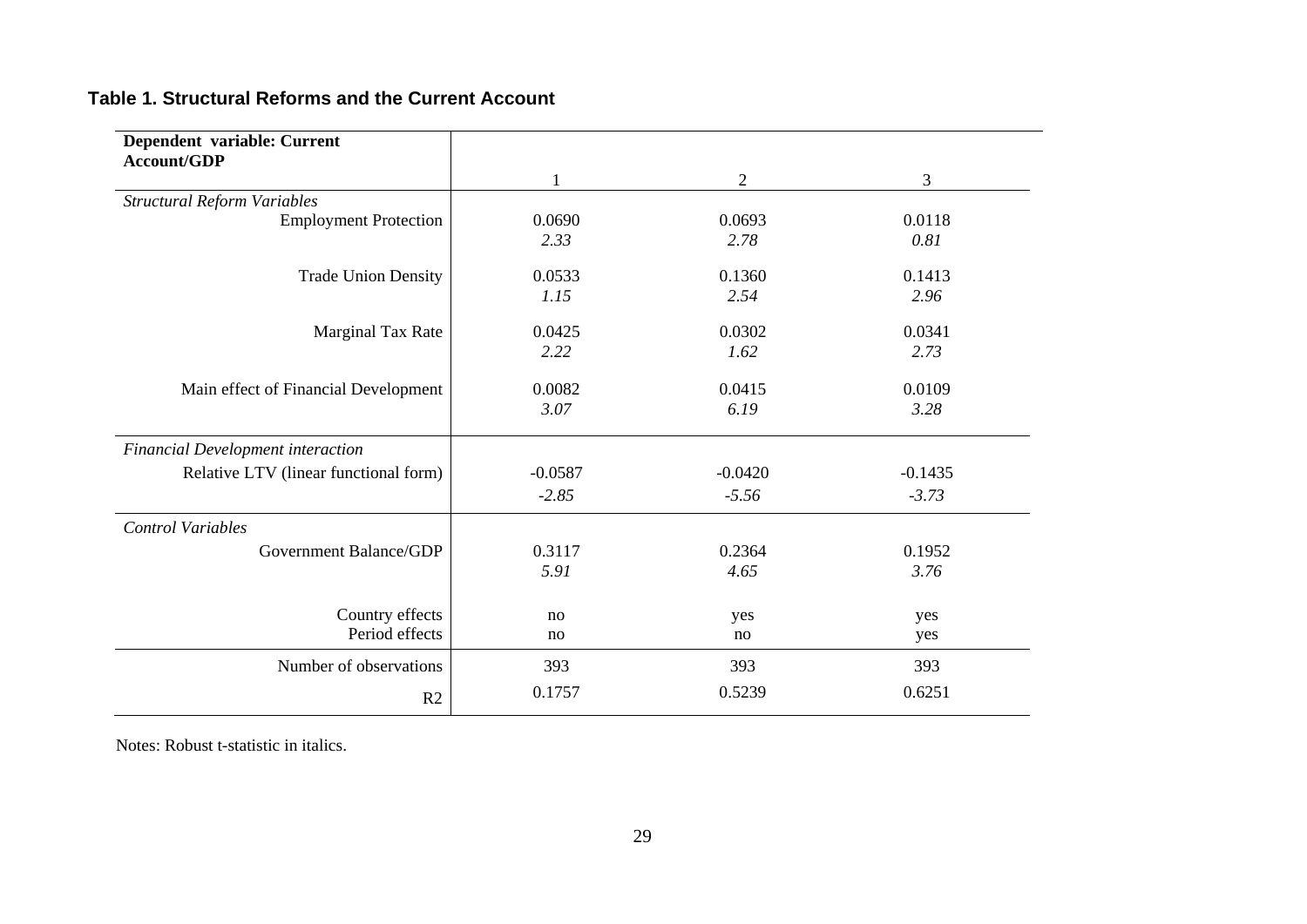**Table 1. Structural Reforms and the Current Account**

| Dependent variable: Current Account/GDP | 1 | 2 | 3 |
|---|---|---|---|
| *Structural Reform Variables* | | | |
| Employment Protection | 0.0690 | 0.0693 | 0.0118 |
| | *2.33* | *2.78* | *0.81* |
| Trade Union Density | 0.0533 | 0.1360 | 0.1413 |
| | *1.15* | *2.54* | *2.96* |
| Marginal Tax Rate | 0.0425 | 0.0302 | 0.0341 |
| | *2.22* | *1.62* | *2.73* |
| Main effect of Financial Development | 0.0082 | 0.0415 | 0.0109 |
| | *3.07* | *6.19* | *3.28* |
| *Financial Development interaction* | | | |
| Relative LTV (linear functional form) | -0.0587 | -0.0420 | -0.1435 |
| | *-2.85* | *-5.56* | *-3.73* |
| *Control Variables* | | | |
| Government Balance/GDP | 0.3117 | 0.2364 | 0.1952 |
| | *5.91* | *4.65* | *3.76* |
| Country effects | no | yes | yes |
| Period effects | no | no | yes |
| Number of observations | 393 | 393 | 393 |
| R2 | 0.1757 | 0.5239 | 0.6251 |

Notes: Robust t-statistic in italics.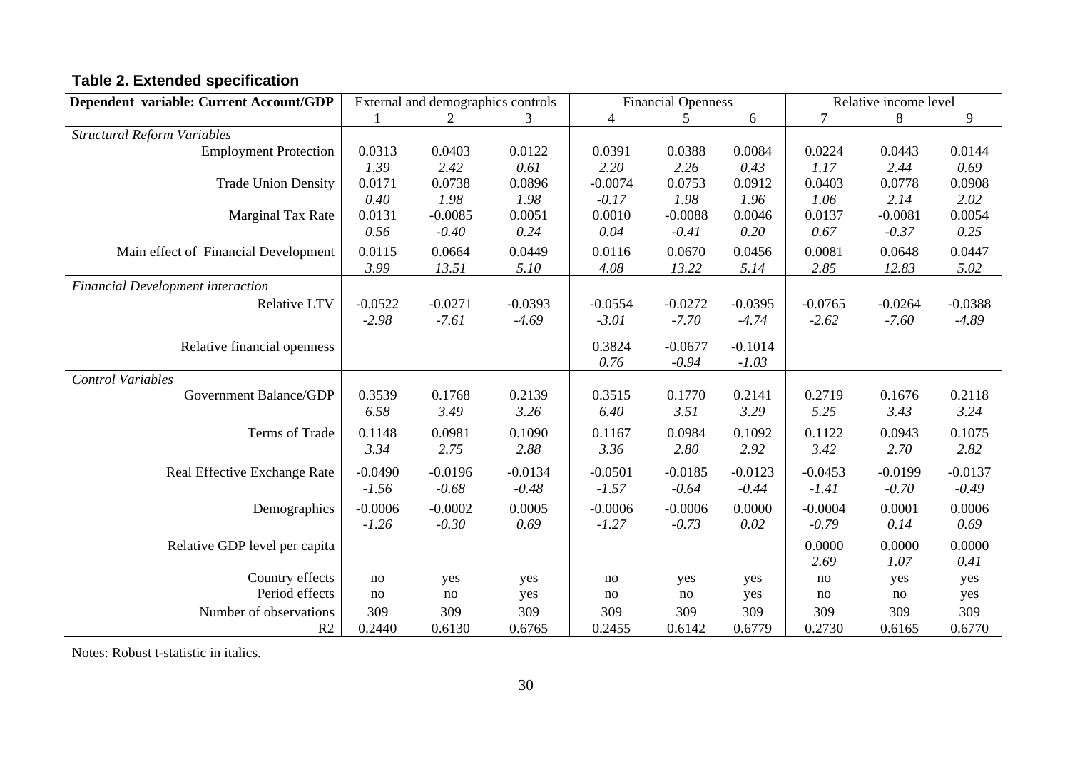**Table 2. Extended specification**

| Dependent variable: Current Account/GDP | External and demographics controls | | | Financial Openness | | | Relative income level | | |
|---|---|---|---|---|---|---|---|---|---|
| | 1 | 2 | 3 | 4 | 5 | 6 | 7 | 8 | 9 |
| *Structural Reform Variables* | | | | | | | | | |
| Employment Protection | 0.0313 | 0.0403 | 0.0122 | 0.0391 | 0.0388 | 0.0084 | 0.0224 | 0.0443 | 0.0144 |
| | *1.39* | *2.42* | *0.61* | *2.20* | *2.26* | *0.43* | *1.17* | *2.44* | *0.69* |
| Trade Union Density | 0.0171 | 0.0738 | 0.0896 | -0.0074 | 0.0753 | 0.0912 | 0.0403 | 0.0778 | 0.0908 |
| | *0.40* | *1.98* | *1.98* | *-0.17* | *1.98* | *1.96* | *1.06* | *2.14* | *2.02* |
| Marginal Tax Rate | 0.0131 | -0.0085 | 0.0051 | 0.0010 | -0.0088 | 0.0046 | 0.0137 | -0.0081 | 0.0054 |
| | *0.56* | *-0.40* | *0.24* | *0.04* | *-0.41* | *0.20* | *0.67* | *-0.37* | *0.25* |
| Main effect of Financial Development | 0.0115 | 0.0664 | 0.0449 | 0.0116 | 0.0670 | 0.0456 | 0.0081 | 0.0648 | 0.0447 |
| | *3.99* | *13.51* | *5.10* | *4.08* | *13.22* | *5.14* | *2.85* | *12.83* | *5.02* |
| *Financial Development interaction* | | | | | | | | | |
| Relative LTV | -0.0522 | -0.0271 | -0.0393 | -0.0554 | -0.0272 | -0.0395 | -0.0765 | -0.0264 | -0.0388 |
| | *-2.98* | *-7.61* | *-4.69* | *-3.01* | *-7.70* | *-4.74* | *-2.62* | *-7.60* | *-4.89* |
| Relative financial openness | | | | 0.3824 | -0.0677 | -0.1014 | | | |
| | | | | *0.76* | *-0.94* | *-1.03* | | | |
| *Control Variables* | | | | | | | | | |
| Government Balance/GDP | 0.3539 | 0.1768 | 0.2139 | 0.3515 | 0.1770 | 0.2141 | 0.2719 | 0.1676 | 0.2118 |
| | *6.58* | *3.49* | *3.26* | *6.40* | *3.51* | *3.29* | *5.25* | *3.43* | *3.24* |
| Terms of Trade | 0.1148 | 0.0981 | 0.1090 | 0.1167 | 0.0984 | 0.1092 | 0.1122 | 0.0943 | 0.1075 |
| | *3.34* | *2.75* | *2.88* | *3.36* | *2.80* | *2.92* | *3.42* | *2.70* | *2.82* |
| Real Effective Exchange Rate | -0.0490 | -0.0196 | -0.0134 | -0.0501 | -0.0185 | -0.0123 | -0.0453 | -0.0199 | -0.0137 |
| | *-1.56* | *-0.68* | *-0.48* | *-1.57* | *-0.64* | *-0.44* | *-1.41* | *-0.70* | *-0.49* |
| Demographics | -0.0006 | -0.0002 | 0.0005 | -0.0006 | -0.0006 | 0.0000 | -0.0004 | 0.0001 | 0.0006 |
| | *-1.26* | *-0.30* | *0.69* | *-1.27* | *-0.73* | *0.02* | *-0.79* | *0.14* | *0.69* |
| Relative GDP level per capita | | | | | | | 0.0000 | 0.0000 | 0.0000 |
| | | | | | | | *2.69* | *1.07* | *0.41* |
| Country effects | no | yes | yes | no | yes | yes | no | yes | yes |
| Period effects | no | no | yes | no | no | yes | no | no | yes |
| Number of observations | 309 | 309 | 309 | 309 | 309 | 309 | 309 | 309 | 309 |
| R2 | 0.2440 | 0.6130 | 0.6765 | 0.2455 | 0.6142 | 0.6779 | 0.2730 | 0.6165 | 0.6770 |

Notes: Robust t-statistic in italics.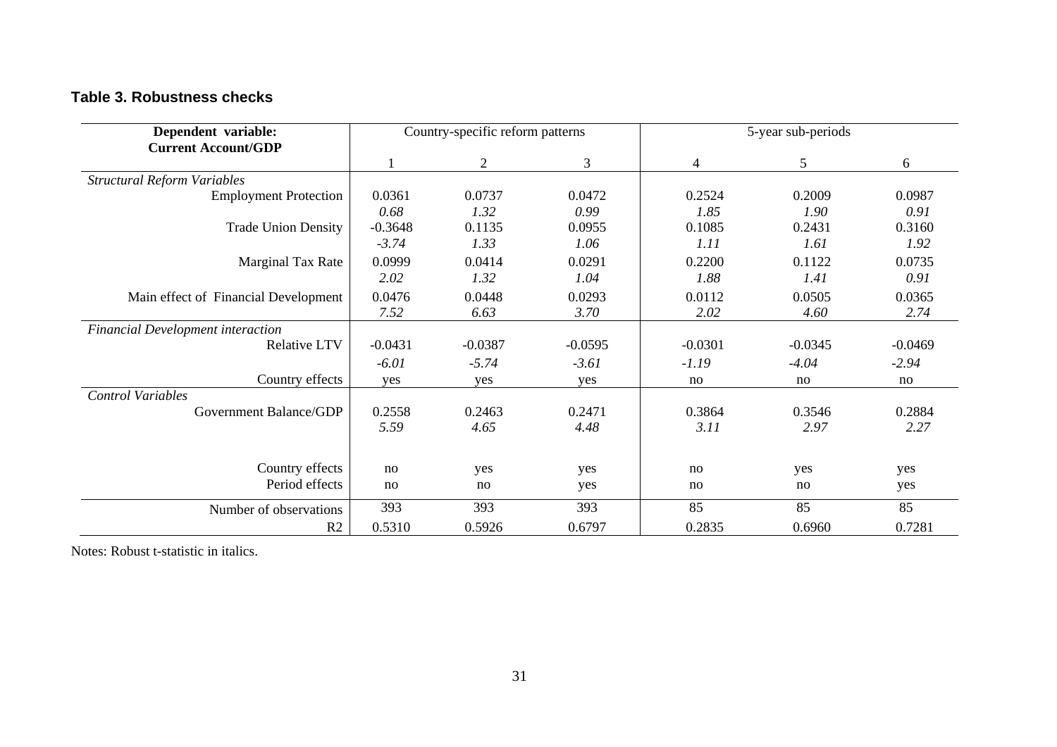### Table 3. Robustness checks

| Dependent variable: Current Account/GDP | Country-specific reform patterns | | | 5-year sub-periods | | |
|---|---|---|---|---|---|---|
| | 1 | 2 | 3 | 4 | 5 | 6 |
| *Structural Reform Variables* | | | | | | |
| Employment Protection | 0.0361 | 0.0737 | 0.0472 | 0.2524 | 0.2009 | 0.0987 |
| | *0.68* | *1.32* | *0.99* | *1.85* | *1.90* | *0.91* |
| Trade Union Density | -0.3648 | 0.1135 | 0.0955 | 0.1085 | 0.2431 | 0.3160 |
| | *-3.74* | *1.33* | *1.06* | *1.11* | *1.61* | *1.92* |
| Marginal Tax Rate | 0.0999 | 0.0414 | 0.0291 | 0.2200 | 0.1122 | 0.0735 |
| | *2.02* | *1.32* | *1.04* | *1.88* | *1.41* | *0.91* |
| Main effect of Financial Development | 0.0476 | 0.0448 | 0.0293 | 0.0112 | 0.0505 | 0.0365 |
| | *7.52* | *6.63* | *3.70* | *2.02* | *4.60* | *2.74* |
| *Financial Development interaction* | | | | | | |
| Relative LTV | -0.0431 | -0.0387 | -0.0595 | -0.0301 | -0.0345 | -0.0469 |
| | *-6.01* | *-5.74* | *-3.61* | *-1.19* | *-4.04* | *-2.94* |
| Country effects | yes | yes | yes | no | no | no |
| *Control Variables* | | | | | | |
| Government Balance/GDP | 0.2558 | 0.2463 | 0.2471 | 0.3864 | 0.3546 | 0.2884 |
| | *5.59* | *4.65* | *4.48* | *3.11* | *2.97* | *2.27* |
| Country effects | no | yes | yes | no | yes | yes |
| Period effects | no | no | yes | no | no | yes |
| Number of observations | 393 | 393 | 393 | 85 | 85 | 85 |
| R2 | 0.5310 | 0.5926 | 0.6797 | 0.2835 | 0.6960 | 0.7281 |

Notes: Robust t-statistic in italics.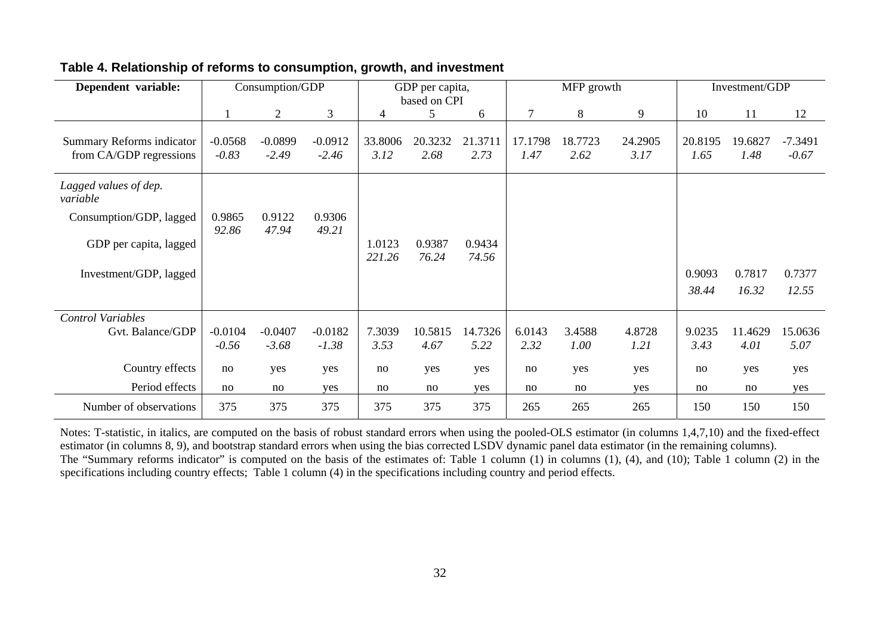**Table 4. Relationship of reforms to consumption, growth, and investment**

| Dependent variable: | Consumption/GDP | | | GDP per capita, based on CPI | | | MFP growth | | | Investment/GDP | | |
|---|---|---|---|---|---|---|---|---|---|---|---|---|
| | 1 | 2 | 3 | 4 | 5 | 6 | 7 | 8 | 9 | 10 | 11 | 12 |
| Summary Reforms indicator from CA/GDP regressions | -0.0568 | -0.0899 | -0.0912 | 33.8006 | 20.3232 | 21.3711 | 17.1798 | 18.7723 | 24.2905 | 20.8195 | 19.6827 | -7.3491 |
| | *-0.83* | *-2.49* | *-2.46* | *3.12* | *2.68* | *2.73* | *1.47* | *2.62* | *3.17* | *1.65* | *1.48* | *-0.67* |
| *Lagged values of dep. variable* | | | | | | | | | | | | |
| Consumption/GDP, lagged | 0.9865 | 0.9122 | 0.9306 | | | | | | | | | |
| | *92.86* | *47.94* | *49.21* | | | | | | | | | |
| GDP per capita, lagged | | | | 1.0123 | 0.9387 | 0.9434 | | | | | | |
| | | | | *221.26* | *76.24* | *74.56* | | | | | | |
| Investment/GDP, lagged | | | | | | | | | | 0.9093 | 0.7817 | 0.7377 |
| | | | | | | | | | | *38.44* | *16.32* | *12.55* |
| *Control Variables* | | | | | | | | | | | | |
| Gvt. Balance/GDP | -0.0104 | -0.0407 | -0.0182 | 7.3039 | 10.5815 | 14.7326 | 6.0143 | 3.4588 | 4.8728 | 9.0235 | 11.4629 | 15.0636 |
| | *-0.56* | *-3.68* | *-1.38* | *3.53* | *4.67* | *5.22* | *2.32* | *1.00* | *1.21* | *3.43* | *4.01* | *5.07* |
| Country effects | no | yes | yes | no | yes | yes | no | yes | yes | no | yes | yes |
| Period effects | no | no | yes | no | no | yes | no | no | yes | no | no | yes |
| Number of observations | 375 | 375 | 375 | 375 | 375 | 375 | 265 | 265 | 265 | 150 | 150 | 150 |

Notes: T-statistic, in italics, are computed on the basis of robust standard errors when using the pooled-OLS estimator (in columns 1,4,7,10) and the fixed-effect estimator (in columns 8, 9), and bootstrap standard errors when using the bias corrected LSDV dynamic panel data estimator (in the remaining columns).
The "Summary reforms indicator" is computed on the basis of the estimates of: Table 1 column (1) in columns (1), (4), and (10); Table 1 column (2) in the specifications including country effects; Table 1 column (4) in the specifications including country and period effects.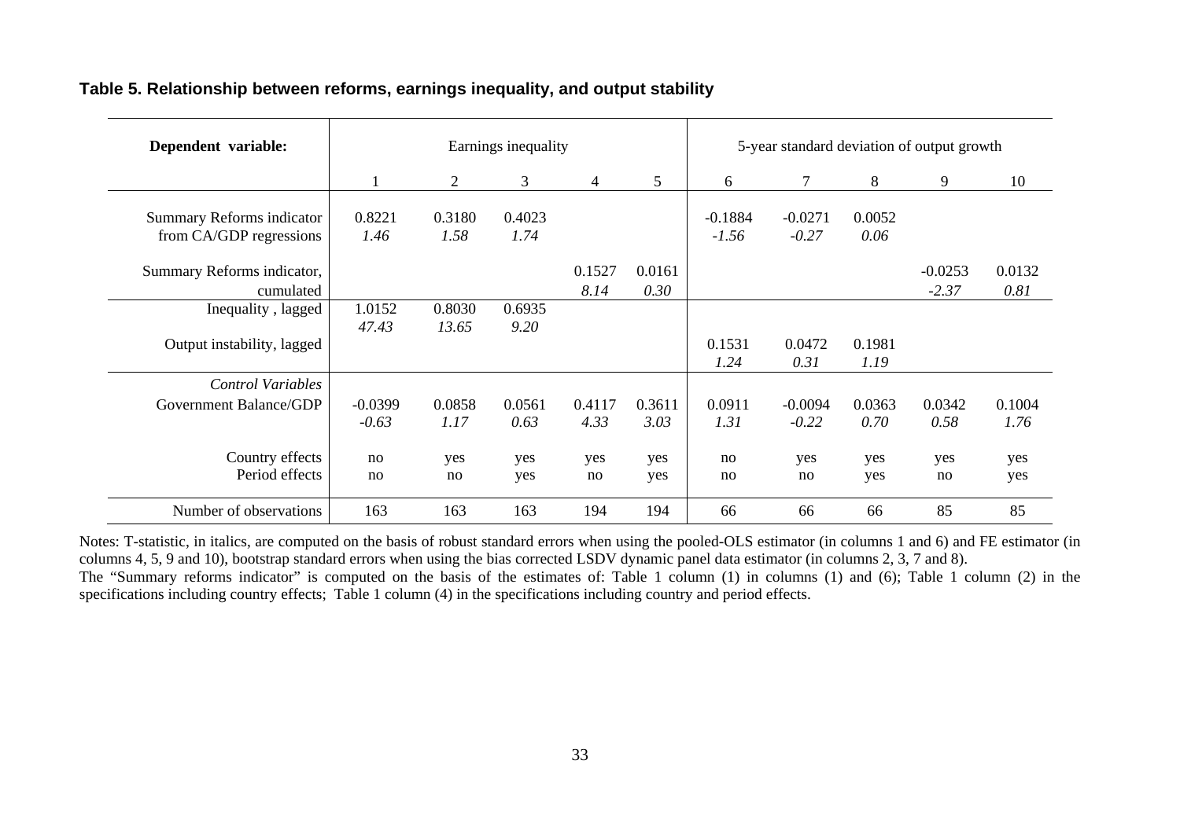**Table 5. Relationship between reforms, earnings inequality, and output stability**

| Dependent variable: | Earnings inequality | | | | | 5-year standard deviation of output growth | | | | |
|---|---|---|---|---|---|---|---|---|---|---|
| | 1 | 2 | 3 | 4 | 5 | 6 | 7 | 8 | 9 | 10 |
| Summary Reforms indicator from CA/GDP regressions | 0.8221 | 0.3180 | 0.4023 | | | -0.1884 | -0.0271 | 0.0052 | | |
| | *1.46* | *1.58* | *1.74* | | | *-1.56* | *-0.27* | *0.06* | | |
| Summary Reforms indicator, cumulated | | | | 0.1527 | 0.0161 | | | | -0.0253 | 0.0132 |
| | | | | *8.14* | *0.30* | | | | *-2.37* | *0.81* |
| Inequality , lagged | 1.0152 | 0.8030 | 0.6935 | | | | | | | |
| | *47.43* | *13.65* | *9.20* | | | | | | | |
| Output instability, lagged | | | | | | 0.1531 | 0.0472 | 0.1981 | | |
| | | | | | | *1.24* | *0.31* | *1.19* | | |
| *Control Variables* | | | | | | | | | | |
| Government Balance/GDP | -0.0399 | 0.0858 | 0.0561 | 0.4117 | 0.3611 | 0.0911 | -0.0094 | 0.0363 | 0.0342 | 0.1004 |
| | *-0.63* | *1.17* | *0.63* | *4.33* | *3.03* | *1.31* | *-0.22* | *0.70* | *0.58* | *1.76* |
| Country effects | no | yes | yes | yes | yes | no | yes | yes | yes | yes |
| Period effects | no | no | yes | no | yes | no | no | yes | no | yes |
| Number of observations | 163 | 163 | 163 | 194 | 194 | 66 | 66 | 66 | 85 | 85 |

Notes: T-statistic, in italics, are computed on the basis of robust standard errors when using the pooled-OLS estimator (in columns 1 and 6) and FE estimator (in columns 4, 5, 9 and 10), bootstrap standard errors when using the bias corrected LSDV dynamic panel data estimator (in columns 2, 3, 7 and 8).
The "Summary reforms indicator" is computed on the basis of the estimates of: Table 1 column (1) in columns (1) and (6); Table 1 column (2) in the specifications including country effects; Table 1 column (4) in the specifications including country and period effects.